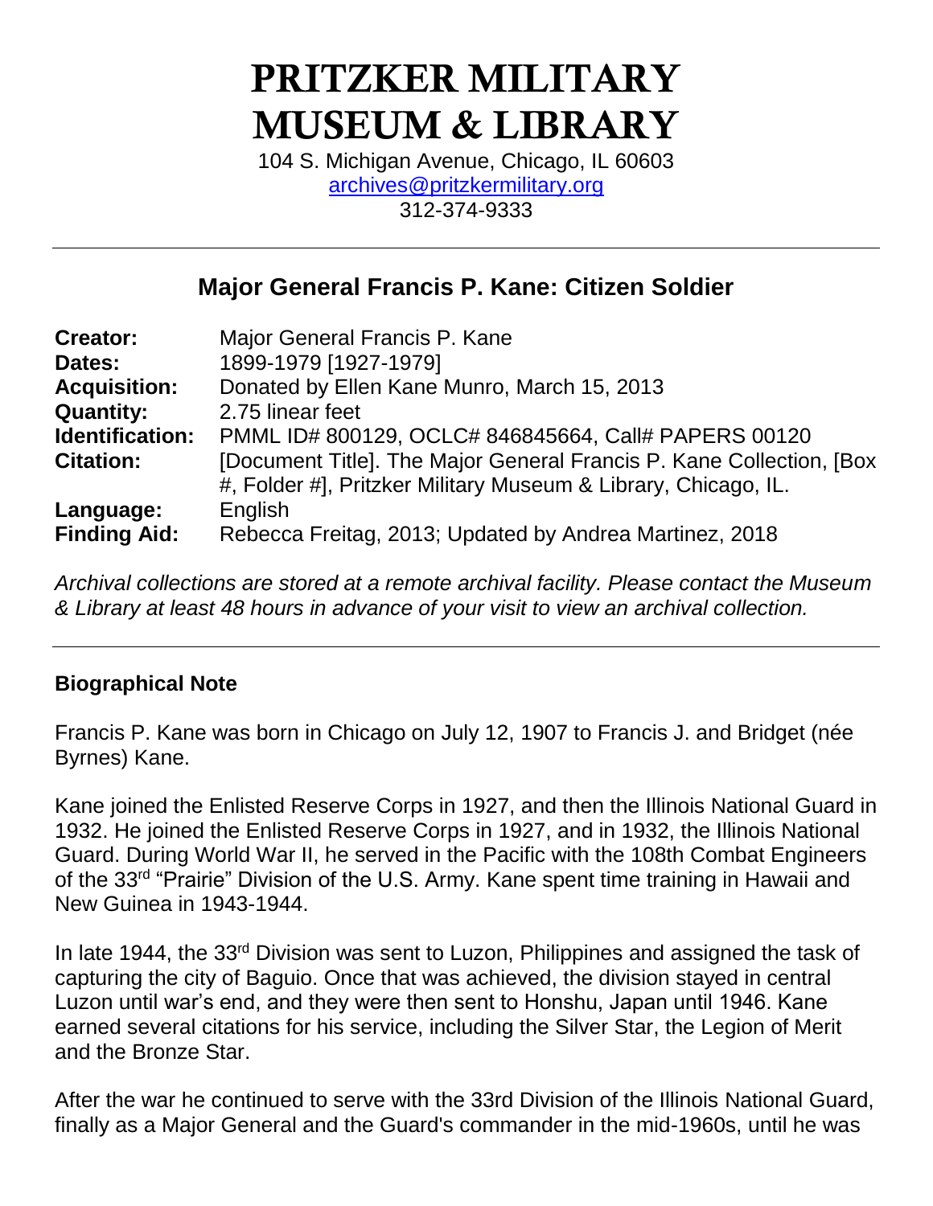# PRITZKER MILITARY MUSEUM & LIBRARY

104 S. Michigan Avenue, Chicago, IL 60603
archives@pritzkermilitary.org
312-374-9333

---

## Major General Francis P. Kane: Citizen Soldier

| | |
|---|---|
| **Creator:** | Major General Francis P. Kane |
| **Dates:** | 1899-1979 [1927-1979] |
| **Acquisition:** | Donated by Ellen Kane Munro, March 15, 2013 |
| **Quantity:** | 2.75 linear feet |
| **Identification:** | PMML ID# 800129, OCLC# 846845664, Call# PAPERS 00120 |
| **Citation:** | [Document Title]. The Major General Francis P. Kane Collection, [Box #, Folder #], Pritzker Military Museum & Library, Chicago, IL. |
| **Language:** | English |
| **Finding Aid:** | Rebecca Freitag, 2013; Updated by Andrea Martinez, 2018 |

*Archival collections are stored at a remote archival facility. Please contact the Museum & Library at least 48 hours in advance of your visit to view an archival collection.*

---

### Biographical Note

Francis P. Kane was born in Chicago on July 12, 1907 to Francis J. and Bridget (née Byrnes) Kane.

Kane joined the Enlisted Reserve Corps in 1927, and then the Illinois National Guard in 1932. He joined the Enlisted Reserve Corps in 1927, and in 1932, the Illinois National Guard. During World War II, he served in the Pacific with the 108th Combat Engineers of the 33rd "Prairie" Division of the U.S. Army. Kane spent time training in Hawaii and New Guinea in 1943-1944.

In late 1944, the 33rd Division was sent to Luzon, Philippines and assigned the task of capturing the city of Baguio. Once that was achieved, the division stayed in central Luzon until war's end, and they were then sent to Honshu, Japan until 1946. Kane earned several citations for his service, including the Silver Star, the Legion of Merit and the Bronze Star.

After the war he continued to serve with the 33rd Division of the Illinois National Guard, finally as a Major General and the Guard's commander in the mid-1960s, until he was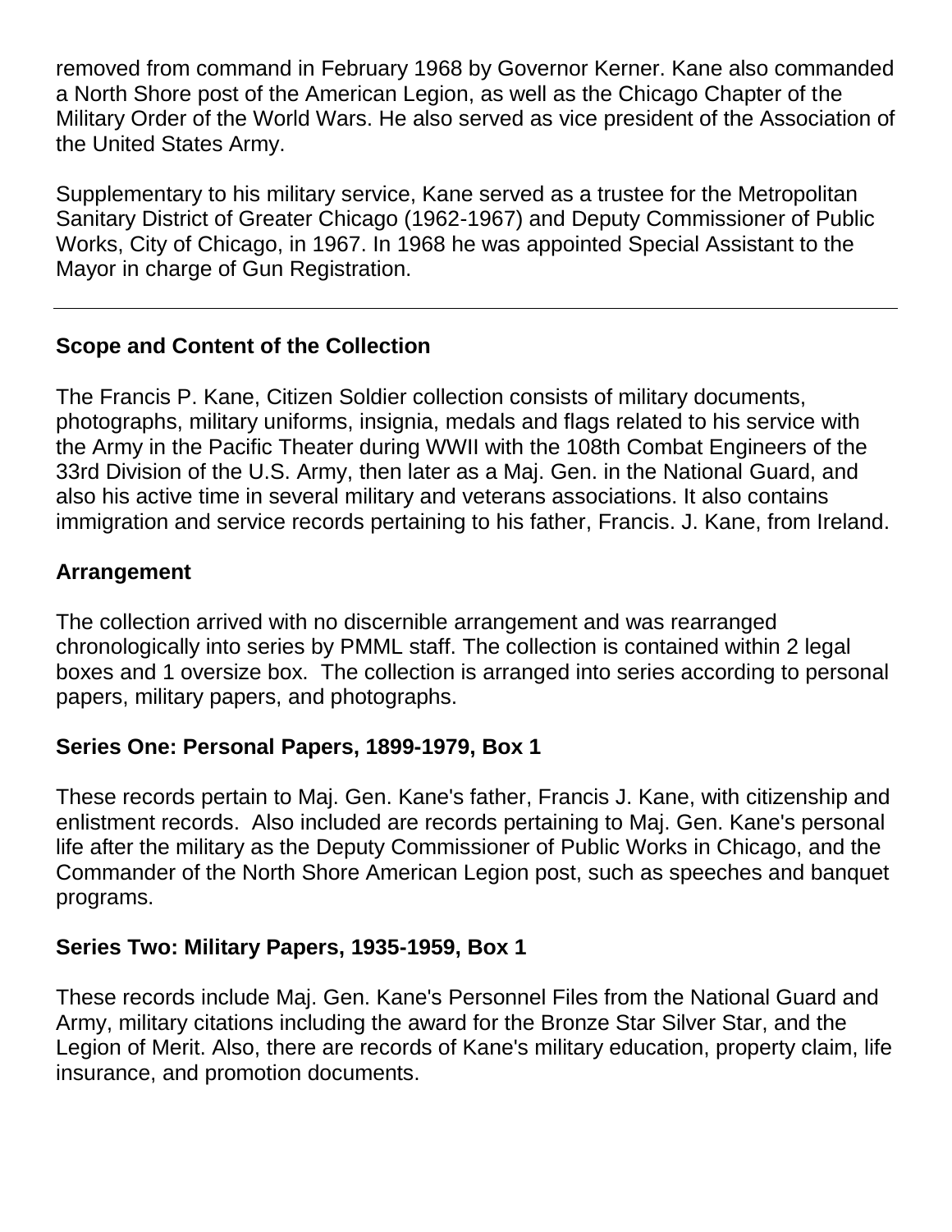removed from command in February 1968 by Governor Kerner. Kane also commanded a North Shore post of the American Legion, as well as the Chicago Chapter of the Military Order of the World Wars. He also served as vice president of the Association of the United States Army.

Supplementary to his military service, Kane served as a trustee for the Metropolitan Sanitary District of Greater Chicago (1962-1967) and Deputy Commissioner of Public Works, City of Chicago, in 1967. In 1968 he was appointed Special Assistant to the Mayor in charge of Gun Registration.

---

**Scope and Content of the Collection**

The Francis P. Kane, Citizen Soldier collection consists of military documents, photographs, military uniforms, insignia, medals and flags related to his service with the Army in the Pacific Theater during WWII with the 108th Combat Engineers of the 33rd Division of the U.S. Army, then later as a Maj. Gen. in the National Guard, and also his active time in several military and veterans associations. It also contains immigration and service records pertaining to his father, Francis. J. Kane, from Ireland.

**Arrangement**

The collection arrived with no discernible arrangement and was rearranged chronologically into series by PMML staff. The collection is contained within 2 legal boxes and 1 oversize box. The collection is arranged into series according to personal papers, military papers, and photographs.

**Series One: Personal Papers, 1899-1979, Box 1**

These records pertain to Maj. Gen. Kane's father, Francis J. Kane, with citizenship and enlistment records. Also included are records pertaining to Maj. Gen. Kane's personal life after the military as the Deputy Commissioner of Public Works in Chicago, and the Commander of the North Shore American Legion post, such as speeches and banquet programs.

**Series Two: Military Papers, 1935-1959, Box 1**

These records include Maj. Gen. Kane's Personnel Files from the National Guard and Army, military citations including the award for the Bronze Star Silver Star, and the Legion of Merit. Also, there are records of Kane's military education, property claim, life insurance, and promotion documents.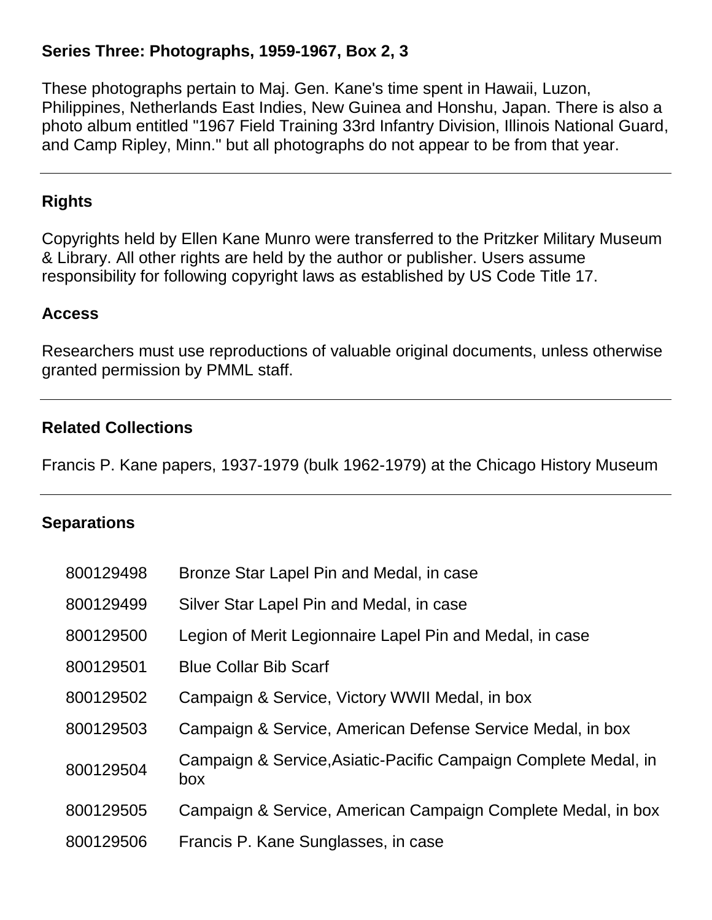### Series Three: Photographs, 1959-1967, Box 2, 3

These photographs pertain to Maj. Gen. Kane's time spent in Hawaii, Luzon, Philippines, Netherlands East Indies, New Guinea and Honshu, Japan. There is also a photo album entitled "1967 Field Training 33rd Infantry Division, Illinois National Guard, and Camp Ripley, Minn." but all photographs do not appear to be from that year.

---

### Rights

Copyrights held by Ellen Kane Munro were transferred to the Pritzker Military Museum & Library. All other rights are held by the author or publisher. Users assume responsibility for following copyright laws as established by US Code Title 17.

### Access

Researchers must use reproductions of valuable original documents, unless otherwise granted permission by PMML staff.

---

### Related Collections

Francis P. Kane papers, 1937-1979 (bulk 1962-1979) at the Chicago History Museum

---

### Separations

| | |
|---|---|
| 800129498 | Bronze Star Lapel Pin and Medal, in case |
| 800129499 | Silver Star Lapel Pin and Medal, in case |
| 800129500 | Legion of Merit Legionnaire Lapel Pin and Medal, in case |
| 800129501 | Blue Collar Bib Scarf |
| 800129502 | Campaign & Service, Victory WWII Medal, in box |
| 800129503 | Campaign & Service, American Defense Service Medal, in box |
| 800129504 | Campaign & Service,Asiatic-Pacific Campaign Complete Medal, in box |
| 800129505 | Campaign & Service, American Campaign Complete Medal, in box |
| 800129506 | Francis P. Kane Sunglasses, in case |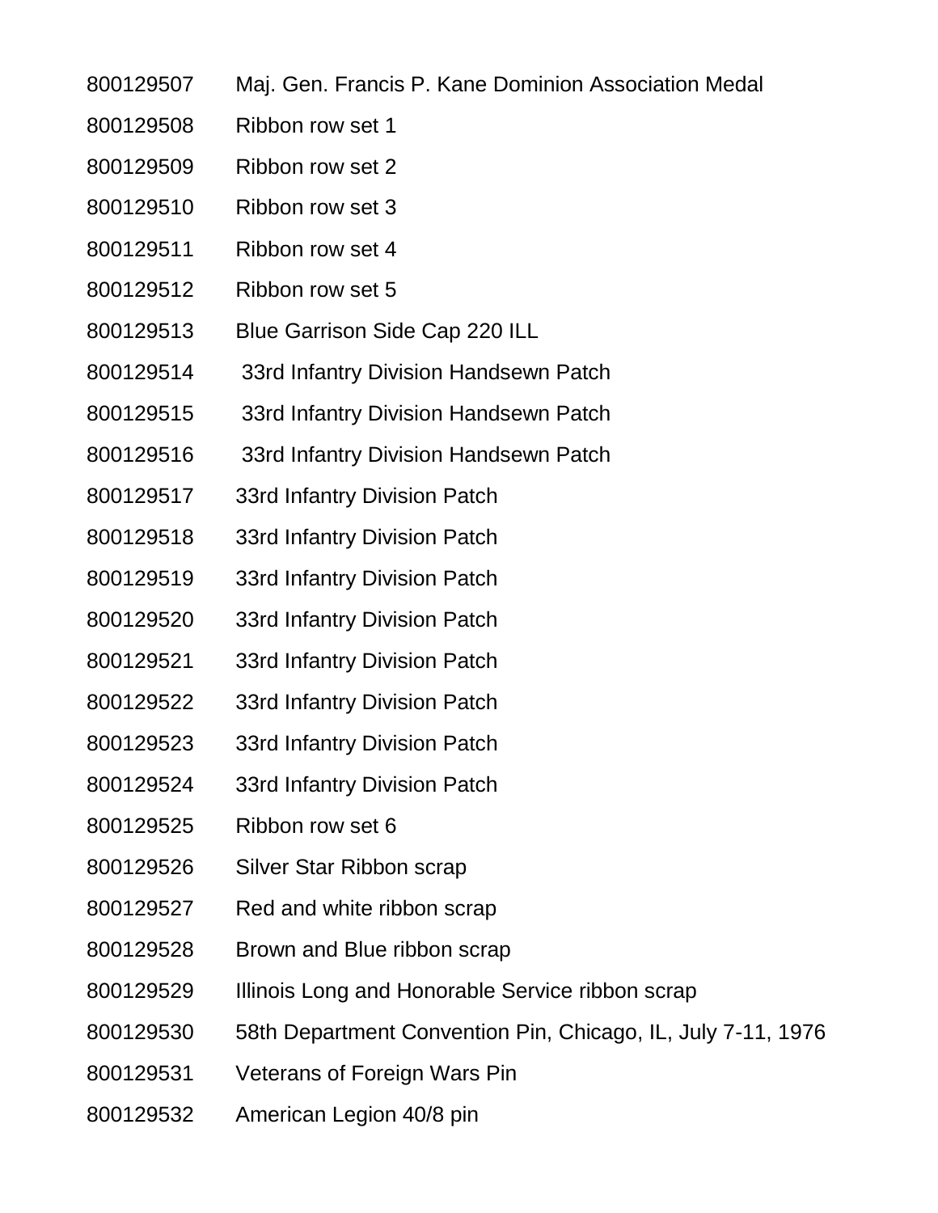| | |
|---|---|
| 800129507 | Maj. Gen. Francis P. Kane Dominion Association Medal |
| 800129508 | Ribbon row set 1 |
| 800129509 | Ribbon row set 2 |
| 800129510 | Ribbon row set 3 |
| 800129511 | Ribbon row set 4 |
| 800129512 | Ribbon row set 5 |
| 800129513 | Blue Garrison Side Cap 220 ILL |
| 800129514 | 33rd Infantry Division Handsewn Patch |
| 800129515 | 33rd Infantry Division Handsewn Patch |
| 800129516 | 33rd Infantry Division Handsewn Patch |
| 800129517 | 33rd Infantry Division Patch |
| 800129518 | 33rd Infantry Division Patch |
| 800129519 | 33rd Infantry Division Patch |
| 800129520 | 33rd Infantry Division Patch |
| 800129521 | 33rd Infantry Division Patch |
| 800129522 | 33rd Infantry Division Patch |
| 800129523 | 33rd Infantry Division Patch |
| 800129524 | 33rd Infantry Division Patch |
| 800129525 | Ribbon row set 6 |
| 800129526 | Silver Star Ribbon scrap |
| 800129527 | Red and white ribbon scrap |
| 800129528 | Brown and Blue ribbon scrap |
| 800129529 | Illinois Long and Honorable Service ribbon scrap |
| 800129530 | 58th Department Convention Pin, Chicago, IL, July 7-11, 1976 |
| 800129531 | Veterans of Foreign Wars Pin |
| 800129532 | American Legion 40/8 pin |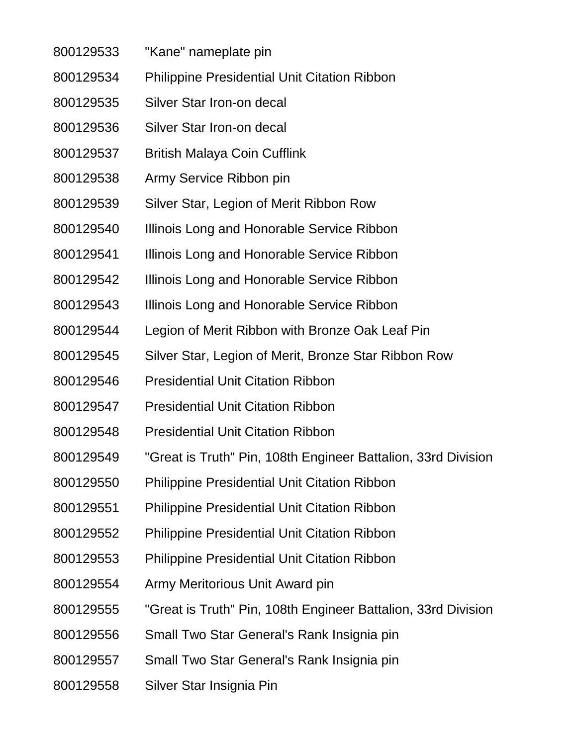| | |
|---|---|
| 800129533 | "Kane" nameplate pin |
| 800129534 | Philippine Presidential Unit Citation Ribbon |
| 800129535 | Silver Star Iron-on decal |
| 800129536 | Silver Star Iron-on decal |
| 800129537 | British Malaya Coin Cufflink |
| 800129538 | Army Service Ribbon pin |
| 800129539 | Silver Star, Legion of Merit Ribbon Row |
| 800129540 | Illinois Long and Honorable Service Ribbon |
| 800129541 | Illinois Long and Honorable Service Ribbon |
| 800129542 | Illinois Long and Honorable Service Ribbon |
| 800129543 | Illinois Long and Honorable Service Ribbon |
| 800129544 | Legion of Merit Ribbon with Bronze Oak Leaf Pin |
| 800129545 | Silver Star, Legion of Merit, Bronze Star Ribbon Row |
| 800129546 | Presidential Unit Citation Ribbon |
| 800129547 | Presidential Unit Citation Ribbon |
| 800129548 | Presidential Unit Citation Ribbon |
| 800129549 | "Great is Truth" Pin, 108th Engineer Battalion, 33rd Division |
| 800129550 | Philippine Presidential Unit Citation Ribbon |
| 800129551 | Philippine Presidential Unit Citation Ribbon |
| 800129552 | Philippine Presidential Unit Citation Ribbon |
| 800129553 | Philippine Presidential Unit Citation Ribbon |
| 800129554 | Army Meritorious Unit Award pin |
| 800129555 | "Great is Truth" Pin, 108th Engineer Battalion, 33rd Division |
| 800129556 | Small Two Star General's Rank Insignia pin |
| 800129557 | Small Two Star General's Rank Insignia pin |
| 800129558 | Silver Star Insignia Pin |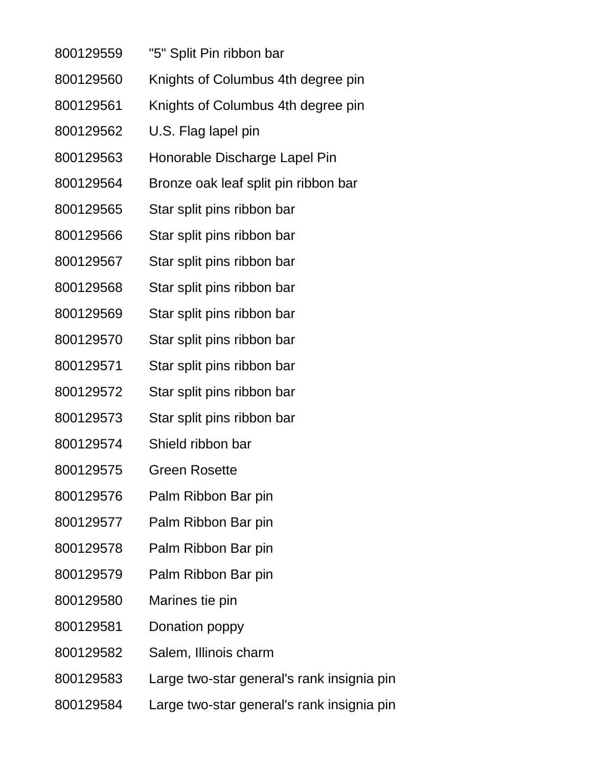| | |
|---|---|
| 800129559 | "5" Split Pin ribbon bar |
| 800129560 | Knights of Columbus 4th degree pin |
| 800129561 | Knights of Columbus 4th degree pin |
| 800129562 | U.S. Flag lapel pin |
| 800129563 | Honorable Discharge Lapel Pin |
| 800129564 | Bronze oak leaf split pin ribbon bar |
| 800129565 | Star split pins ribbon bar |
| 800129566 | Star split pins ribbon bar |
| 800129567 | Star split pins ribbon bar |
| 800129568 | Star split pins ribbon bar |
| 800129569 | Star split pins ribbon bar |
| 800129570 | Star split pins ribbon bar |
| 800129571 | Star split pins ribbon bar |
| 800129572 | Star split pins ribbon bar |
| 800129573 | Star split pins ribbon bar |
| 800129574 | Shield ribbon bar |
| 800129575 | Green Rosette |
| 800129576 | Palm Ribbon Bar pin |
| 800129577 | Palm Ribbon Bar pin |
| 800129578 | Palm Ribbon Bar pin |
| 800129579 | Palm Ribbon Bar pin |
| 800129580 | Marines tie pin |
| 800129581 | Donation poppy |
| 800129582 | Salem, Illinois charm |
| 800129583 | Large two-star general's rank insignia pin |
| 800129584 | Large two-star general's rank insignia pin |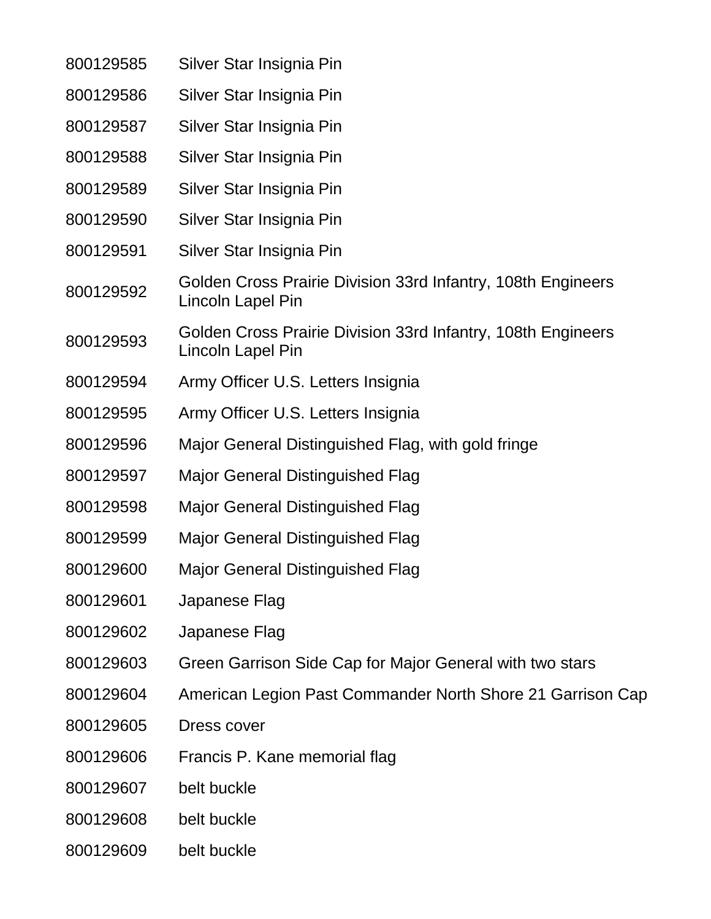| | |
|---|---|
| 800129585 | Silver Star Insignia Pin |
| 800129586 | Silver Star Insignia Pin |
| 800129587 | Silver Star Insignia Pin |
| 800129588 | Silver Star Insignia Pin |
| 800129589 | Silver Star Insignia Pin |
| 800129590 | Silver Star Insignia Pin |
| 800129591 | Silver Star Insignia Pin |
| 800129592 | Golden Cross Prairie Division 33rd Infantry, 108th Engineers Lincoln Lapel Pin |
| 800129593 | Golden Cross Prairie Division 33rd Infantry, 108th Engineers Lincoln Lapel Pin |
| 800129594 | Army Officer U.S. Letters Insignia |
| 800129595 | Army Officer U.S. Letters Insignia |
| 800129596 | Major General Distinguished Flag, with gold fringe |
| 800129597 | Major General Distinguished Flag |
| 800129598 | Major General Distinguished Flag |
| 800129599 | Major General Distinguished Flag |
| 800129600 | Major General Distinguished Flag |
| 800129601 | Japanese Flag |
| 800129602 | Japanese Flag |
| 800129603 | Green Garrison Side Cap for Major General with two stars |
| 800129604 | American Legion Past Commander North Shore 21 Garrison Cap |
| 800129605 | Dress cover |
| 800129606 | Francis P. Kane memorial flag |
| 800129607 | belt buckle |
| 800129608 | belt buckle |
| 800129609 | belt buckle |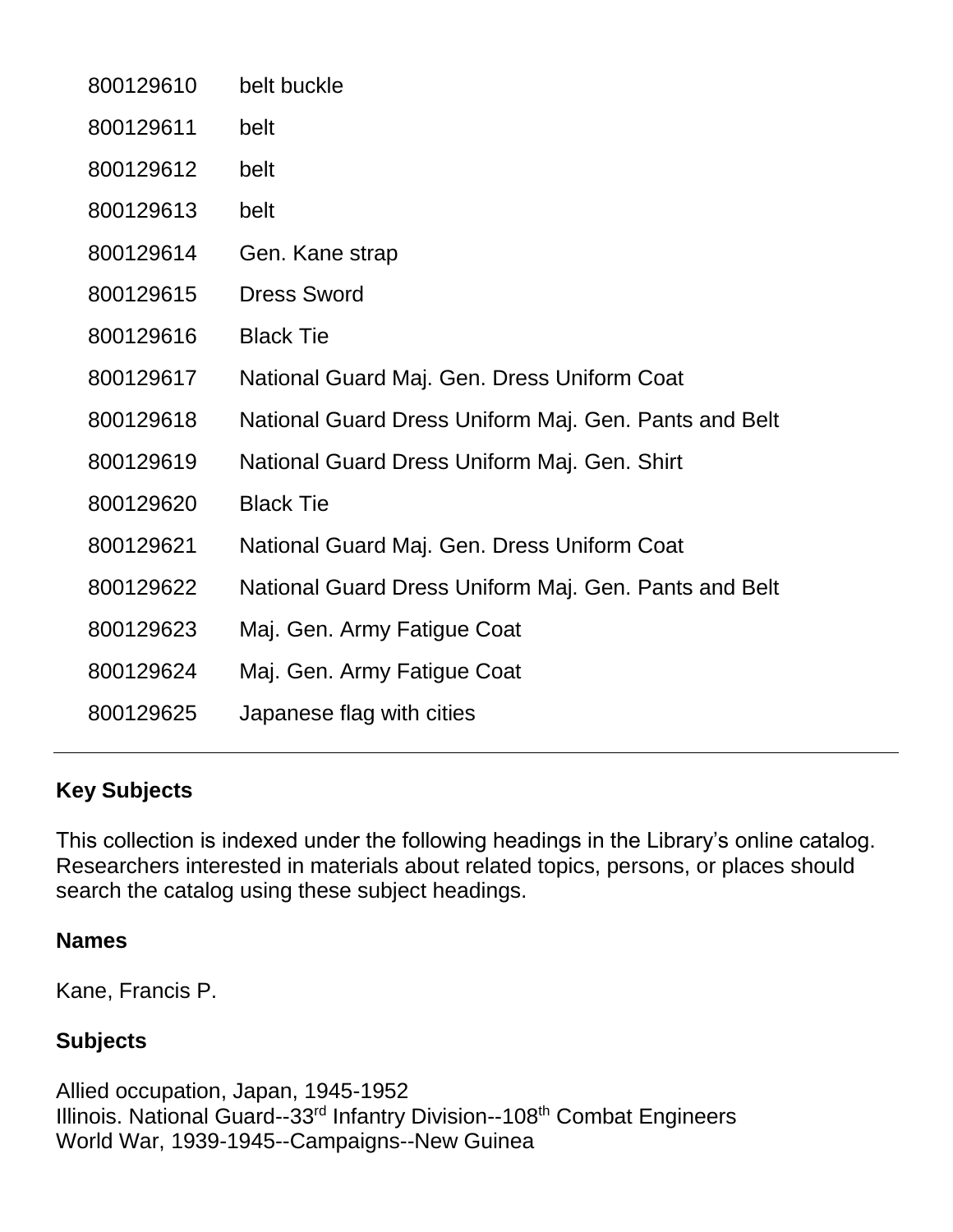| | |
|---|---|
| 800129610 | belt buckle |
| 800129611 | belt |
| 800129612 | belt |
| 800129613 | belt |
| 800129614 | Gen. Kane strap |
| 800129615 | Dress Sword |
| 800129616 | Black Tie |
| 800129617 | National Guard Maj. Gen. Dress Uniform Coat |
| 800129618 | National Guard Dress Uniform Maj. Gen. Pants and Belt |
| 800129619 | National Guard Dress Uniform Maj. Gen. Shirt |
| 800129620 | Black Tie |
| 800129621 | National Guard Maj. Gen. Dress Uniform Coat |
| 800129622 | National Guard Dress Uniform Maj. Gen. Pants and Belt |
| 800129623 | Maj. Gen. Army Fatigue Coat |
| 800129624 | Maj. Gen. Army Fatigue Coat |
| 800129625 | Japanese flag with cities |

---

## Key Subjects

This collection is indexed under the following headings in the Library's online catalog. Researchers interested in materials about related topics, persons, or places should search the catalog using these subject headings.

### Names

Kane, Francis P.

### Subjects

Allied occupation, Japan, 1945-1952
Illinois. National Guard--33rd Infantry Division--108th Combat Engineers
World War, 1939-1945--Campaigns--New Guinea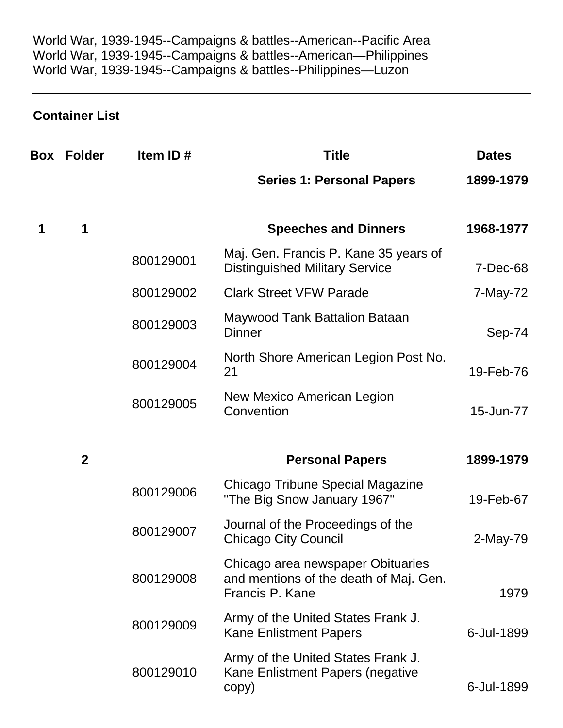World War, 1939-1945--Campaigns & battles--American--Pacific Area
World War, 1939-1945--Campaigns & battles--American—Philippines
World War, 1939-1945--Campaigns & battles--Philippines—Luzon

---

## Container List

| Box | Folder | Item ID # | Title | Dates |
|---|---|---|---|---|
| | | | **Series 1: Personal Papers** | **1899-1979** |
| **1** | **1** | | **Speeches and Dinners** | **1968-1977** |
| | | 800129001 | Maj. Gen. Francis P. Kane 35 years of Distinguished Military Service | 7-Dec-68 |
| | | 800129002 | Clark Street VFW Parade | 7-May-72 |
| | | 800129003 | Maywood Tank Battalion Bataan Dinner | Sep-74 |
| | | 800129004 | North Shore American Legion Post No. 21 | 19-Feb-76 |
| | | 800129005 | New Mexico American Legion Convention | 15-Jun-77 |
| | **2** | | **Personal Papers** | **1899-1979** |
| | | 800129006 | Chicago Tribune Special Magazine "The Big Snow January 1967" | 19-Feb-67 |
| | | 800129007 | Journal of the Proceedings of the Chicago City Council | 2-May-79 |
| | | 800129008 | Chicago area newspaper Obituaries and mentions of the death of Maj. Gen. Francis P. Kane | 1979 |
| | | 800129009 | Army of the United States Frank J. Kane Enlistment Papers | 6-Jul-1899 |
| | | 800129010 | Army of the United States Frank J. Kane Enlistment Papers (negative copy) | 6-Jul-1899 |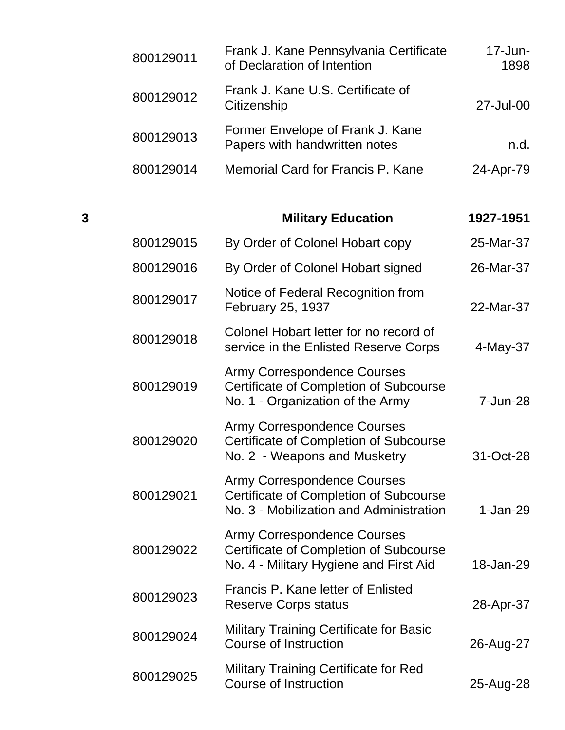| | | | |
|---|---|---|---|
| | 800129011 | Frank J. Kane Pennsylvania Certificate of Declaration of Intention | 17-Jun-1898 |
| | 800129012 | Frank J. Kane U.S. Certificate of Citizenship | 27-Jul-00 |
| | 800129013 | Former Envelope of Frank J. Kane Papers with handwritten notes | n.d. |
| | 800129014 | Memorial Card for Francis P. Kane | 24-Apr-79 |
| **3** | | **Military Education** | **1927-1951** |
| | 800129015 | By Order of Colonel Hobart copy | 25-Mar-37 |
| | 800129016 | By Order of Colonel Hobart signed | 26-Mar-37 |
| | 800129017 | Notice of Federal Recognition from February 25, 1937 | 22-Mar-37 |
| | 800129018 | Colonel Hobart letter for no record of service in the Enlisted Reserve Corps | 4-May-37 |
| | 800129019 | Army Correspondence Courses Certificate of Completion of Subcourse No. 1 - Organization of the Army | 7-Jun-28 |
| | 800129020 | Army Correspondence Courses Certificate of Completion of Subcourse No. 2 - Weapons and Musketry | 31-Oct-28 |
| | 800129021 | Army Correspondence Courses Certificate of Completion of Subcourse No. 3 - Mobilization and Administration | 1-Jan-29 |
| | 800129022 | Army Correspondence Courses Certificate of Completion of Subcourse No. 4 - Military Hygiene and First Aid | 18-Jan-29 |
| | 800129023 | Francis P. Kane letter of Enlisted Reserve Corps status | 28-Apr-37 |
| | 800129024 | Military Training Certificate for Basic Course of Instruction | 26-Aug-27 |
| | 800129025 | Military Training Certificate for Red Course of Instruction | 25-Aug-28 |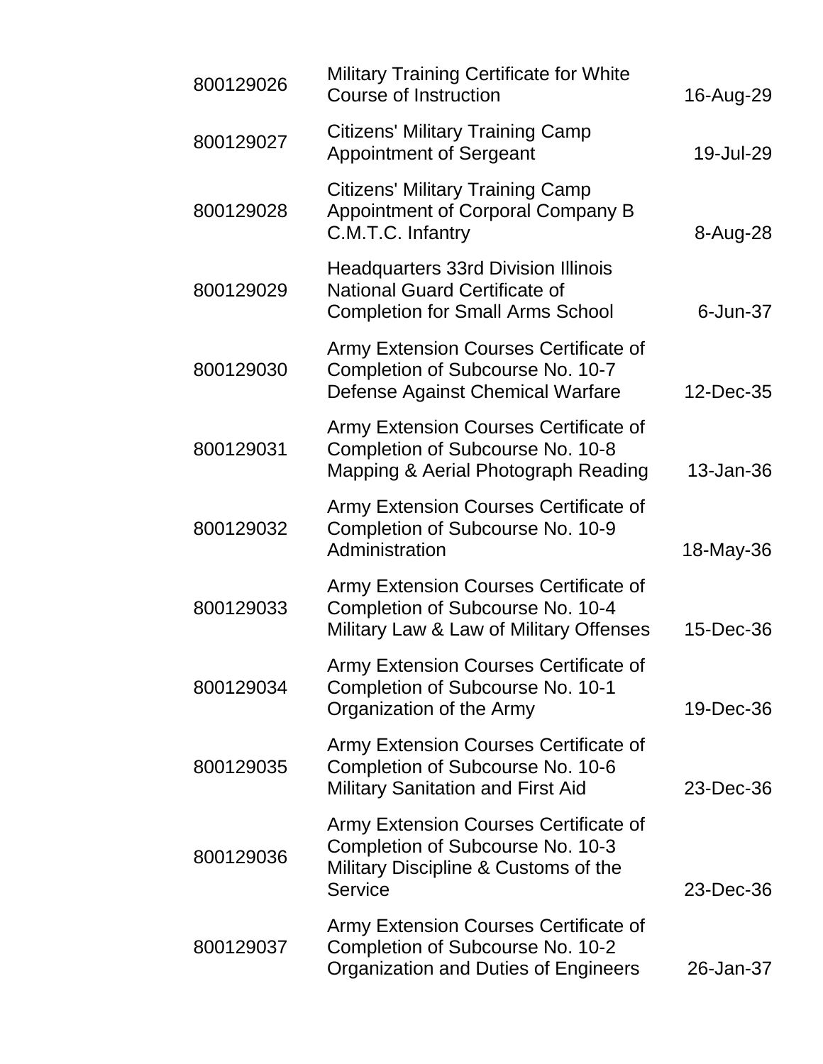| | | |
|---|---|---|
| 800129026 | Military Training Certificate for White Course of Instruction | 16-Aug-29 |
| 800129027 | Citizens' Military Training Camp Appointment of Sergeant | 19-Jul-29 |
| 800129028 | Citizens' Military Training Camp Appointment of Corporal Company B C.M.T.C. Infantry | 8-Aug-28 |
| 800129029 | Headquarters 33rd Division Illinois National Guard Certificate of Completion for Small Arms School | 6-Jun-37 |
| 800129030 | Army Extension Courses Certificate of Completion of Subcourse No. 10-7 Defense Against Chemical Warfare | 12-Dec-35 |
| 800129031 | Army Extension Courses Certificate of Completion of Subcourse No. 10-8 Mapping & Aerial Photograph Reading | 13-Jan-36 |
| 800129032 | Army Extension Courses Certificate of Completion of Subcourse No. 10-9 Administration | 18-May-36 |
| 800129033 | Army Extension Courses Certificate of Completion of Subcourse No. 10-4 Military Law & Law of Military Offenses | 15-Dec-36 |
| 800129034 | Army Extension Courses Certificate of Completion of Subcourse No. 10-1 Organization of the Army | 19-Dec-36 |
| 800129035 | Army Extension Courses Certificate of Completion of Subcourse No. 10-6 Military Sanitation and First Aid | 23-Dec-36 |
| 800129036 | Army Extension Courses Certificate of Completion of Subcourse No. 10-3 Military Discipline & Customs of the Service | 23-Dec-36 |
| 800129037 | Army Extension Courses Certificate of Completion of Subcourse No. 10-2 Organization and Duties of Engineers | 26-Jan-37 |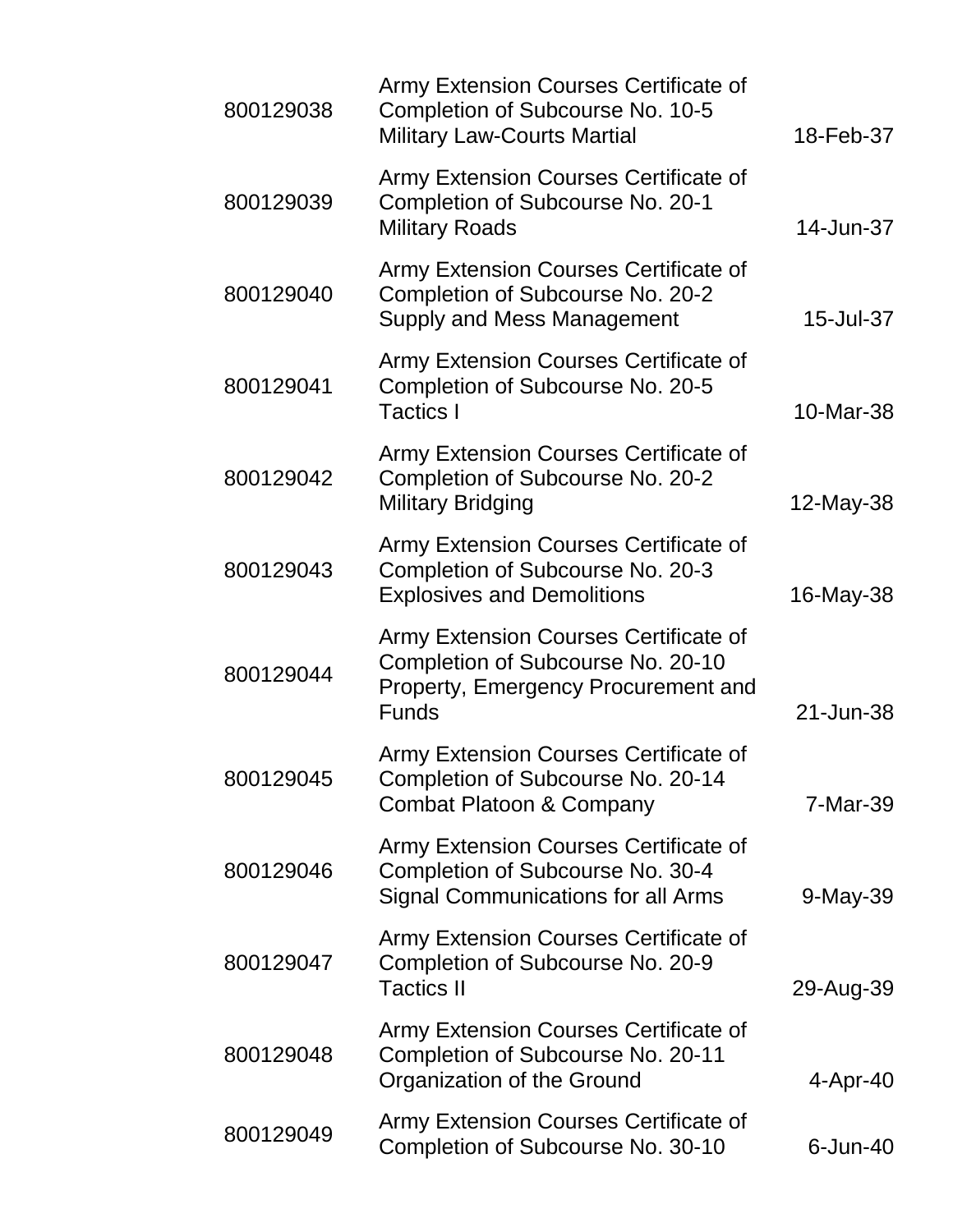| | | |
|---|---|---|
| 800129038 | Army Extension Courses Certificate of Completion of Subcourse No. 10-5 Military Law-Courts Martial | 18-Feb-37 |
| 800129039 | Army Extension Courses Certificate of Completion of Subcourse No. 20-1 Military Roads | 14-Jun-37 |
| 800129040 | Army Extension Courses Certificate of Completion of Subcourse No. 20-2 Supply and Mess Management | 15-Jul-37 |
| 800129041 | Army Extension Courses Certificate of Completion of Subcourse No. 20-5 Tactics I | 10-Mar-38 |
| 800129042 | Army Extension Courses Certificate of Completion of Subcourse No. 20-2 Military Bridging | 12-May-38 |
| 800129043 | Army Extension Courses Certificate of Completion of Subcourse No. 20-3 Explosives and Demolitions | 16-May-38 |
| 800129044 | Army Extension Courses Certificate of Completion of Subcourse No. 20-10 Property, Emergency Procurement and Funds | 21-Jun-38 |
| 800129045 | Army Extension Courses Certificate of Completion of Subcourse No. 20-14 Combat Platoon & Company | 7-Mar-39 |
| 800129046 | Army Extension Courses Certificate of Completion of Subcourse No. 30-4 Signal Communications for all Arms | 9-May-39 |
| 800129047 | Army Extension Courses Certificate of Completion of Subcourse No. 20-9 Tactics II | 29-Aug-39 |
| 800129048 | Army Extension Courses Certificate of Completion of Subcourse No. 20-11 Organization of the Ground | 4-Apr-40 |
| 800129049 | Army Extension Courses Certificate of Completion of Subcourse No. 30-10 | 6-Jun-40 |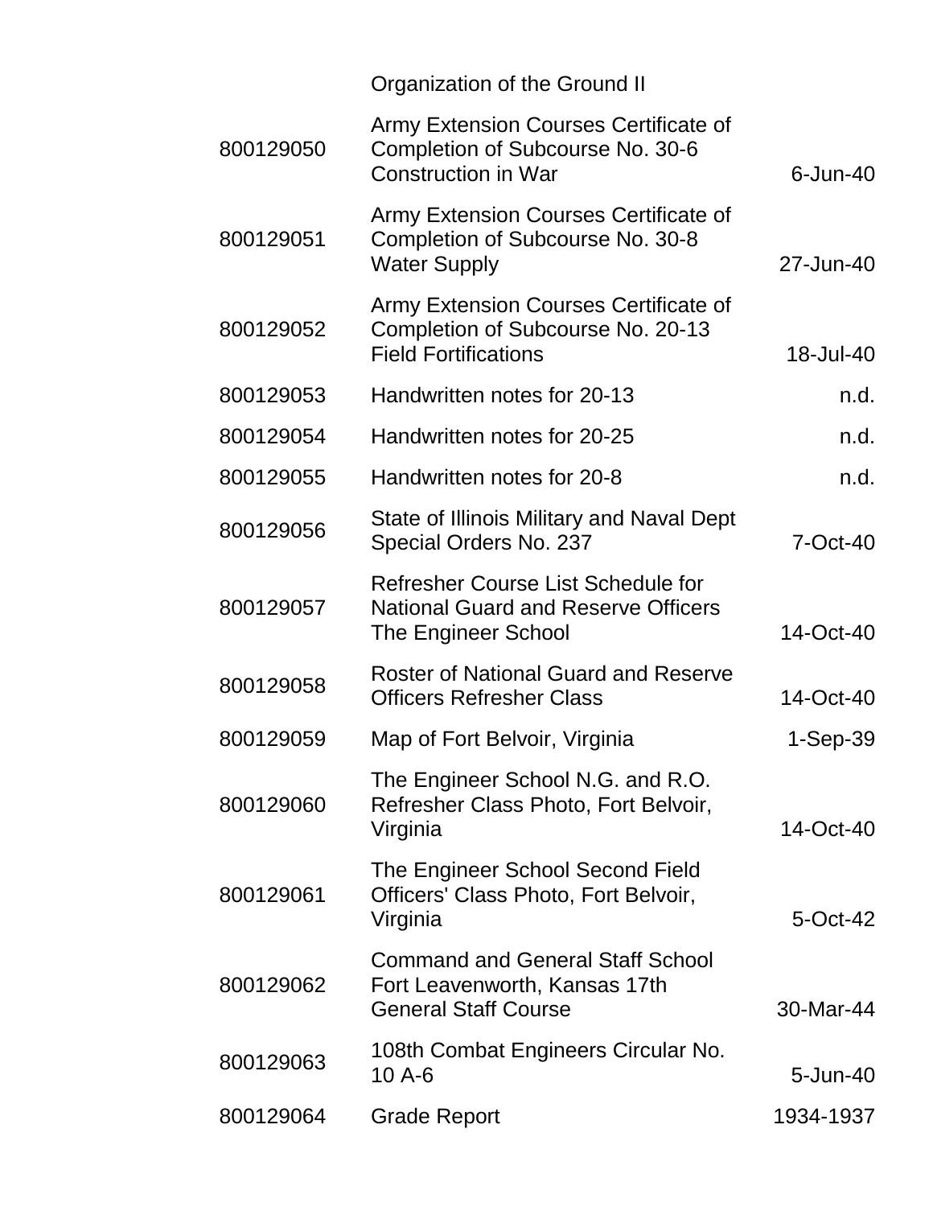| | | |
|---|---|---|
| | Organization of the Ground II | |
| 800129050 | Army Extension Courses Certificate of Completion of Subcourse No. 30-6 Construction in War | 6-Jun-40 |
| 800129051 | Army Extension Courses Certificate of Completion of Subcourse No. 30-8 Water Supply | 27-Jun-40 |
| 800129052 | Army Extension Courses Certificate of Completion of Subcourse No. 20-13 Field Fortifications | 18-Jul-40 |
| 800129053 | Handwritten notes for 20-13 | n.d. |
| 800129054 | Handwritten notes for 20-25 | n.d. |
| 800129055 | Handwritten notes for 20-8 | n.d. |
| 800129056 | State of Illinois Military and Naval Dept Special Orders No. 237 | 7-Oct-40 |
| 800129057 | Refresher Course List Schedule for National Guard and Reserve Officers The Engineer School | 14-Oct-40 |
| 800129058 | Roster of National Guard and Reserve Officers Refresher Class | 14-Oct-40 |
| 800129059 | Map of Fort Belvoir, Virginia | 1-Sep-39 |
| 800129060 | The Engineer School N.G. and R.O. Refresher Class Photo, Fort Belvoir, Virginia | 14-Oct-40 |
| 800129061 | The Engineer School Second Field Officers' Class Photo, Fort Belvoir, Virginia | 5-Oct-42 |
| 800129062 | Command and General Staff School Fort Leavenworth, Kansas 17th General Staff Course | 30-Mar-44 |
| 800129063 | 108th Combat Engineers Circular No. 10 A-6 | 5-Jun-40 |
| 800129064 | Grade Report | 1934-1937 |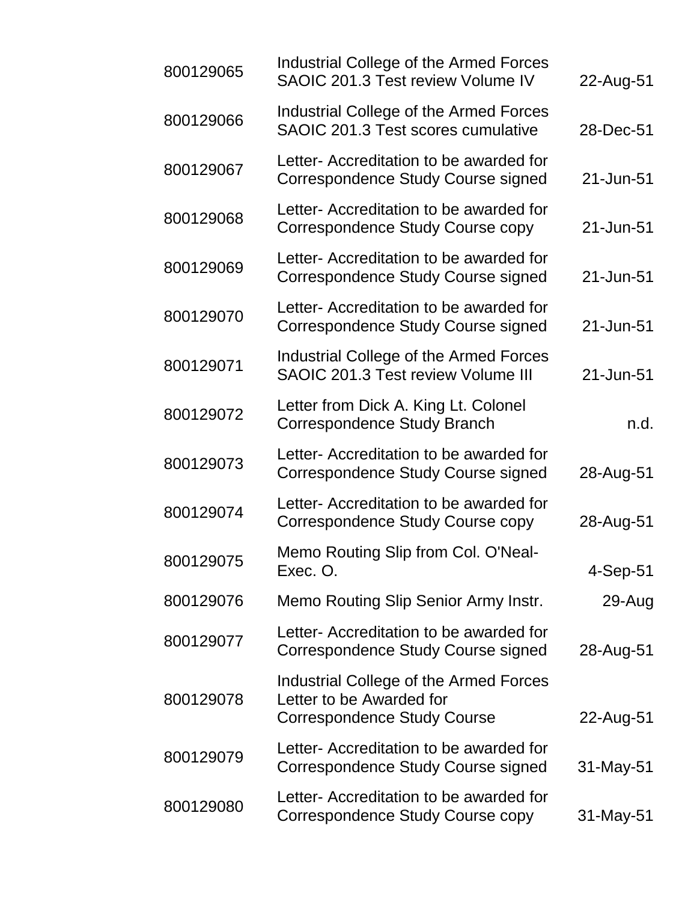| | | |
|---|---|---|
| 800129065 | Industrial College of the Armed Forces SAOIC 201.3 Test review Volume IV | 22-Aug-51 |
| 800129066 | Industrial College of the Armed Forces SAOIC 201.3 Test scores cumulative | 28-Dec-51 |
| 800129067 | Letter- Accreditation to be awarded for Correspondence Study Course signed | 21-Jun-51 |
| 800129068 | Letter- Accreditation to be awarded for Correspondence Study Course copy | 21-Jun-51 |
| 800129069 | Letter- Accreditation to be awarded for Correspondence Study Course signed | 21-Jun-51 |
| 800129070 | Letter- Accreditation to be awarded for Correspondence Study Course signed | 21-Jun-51 |
| 800129071 | Industrial College of the Armed Forces SAOIC 201.3 Test review Volume III | 21-Jun-51 |
| 800129072 | Letter from Dick A. King Lt. Colonel Correspondence Study Branch | n.d. |
| 800129073 | Letter- Accreditation to be awarded for Correspondence Study Course signed | 28-Aug-51 |
| 800129074 | Letter- Accreditation to be awarded for Correspondence Study Course copy | 28-Aug-51 |
| 800129075 | Memo Routing Slip from Col. O'Neal- Exec. O. | 4-Sep-51 |
| 800129076 | Memo Routing Slip Senior Army Instr. | 29-Aug |
| 800129077 | Letter- Accreditation to be awarded for Correspondence Study Course signed | 28-Aug-51 |
| 800129078 | Industrial College of the Armed Forces Letter to be Awarded for Correspondence Study Course | 22-Aug-51 |
| 800129079 | Letter- Accreditation to be awarded for Correspondence Study Course signed | 31-May-51 |
| 800129080 | Letter- Accreditation to be awarded for Correspondence Study Course copy | 31-May-51 |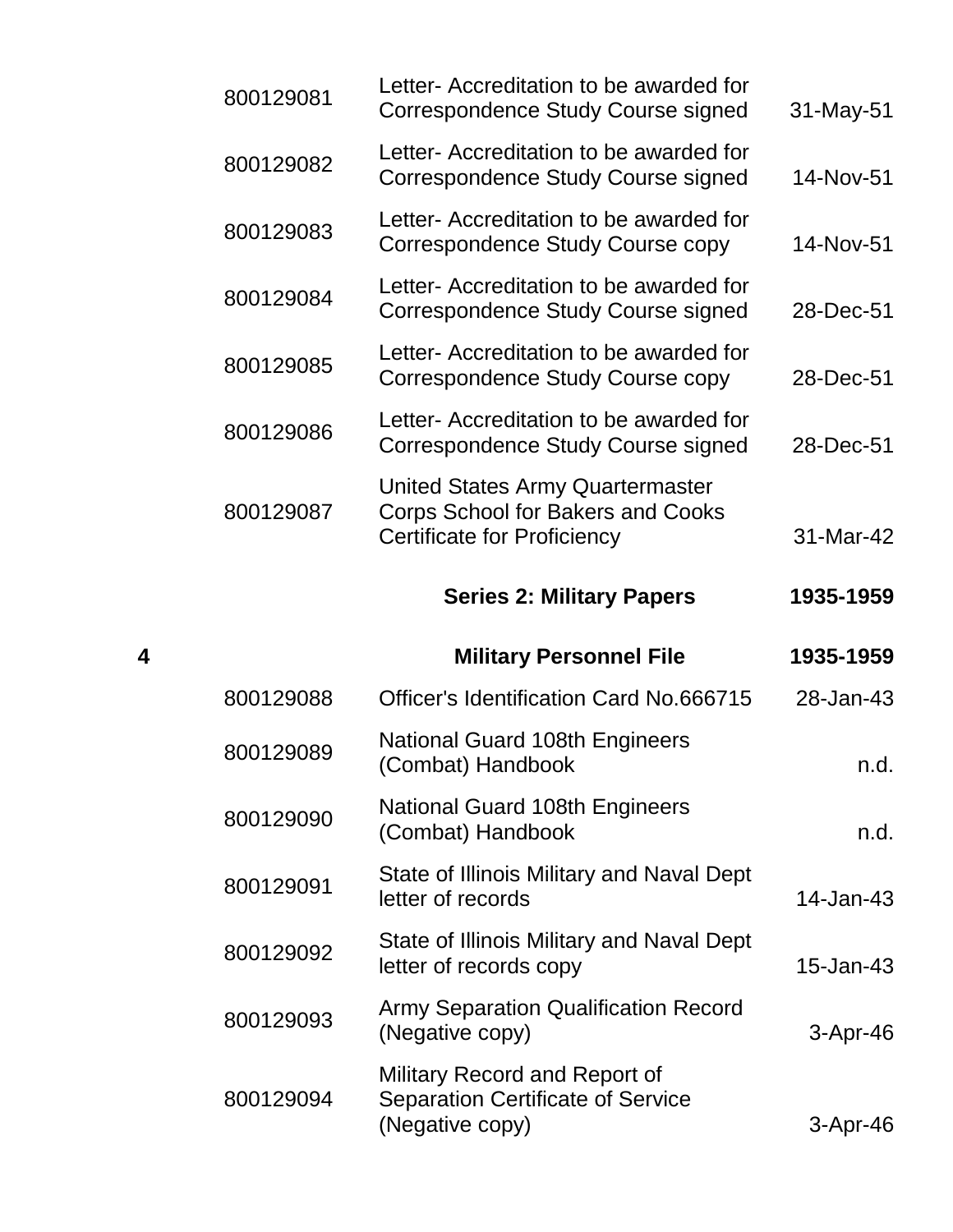| | | | |
|---|---|---|---|
| | 800129081 | Letter- Accreditation to be awarded for Correspondence Study Course signed | 31-May-51 |
| | 800129082 | Letter- Accreditation to be awarded for Correspondence Study Course signed | 14-Nov-51 |
| | 800129083 | Letter- Accreditation to be awarded for Correspondence Study Course copy | 14-Nov-51 |
| | 800129084 | Letter- Accreditation to be awarded for Correspondence Study Course signed | 28-Dec-51 |
| | 800129085 | Letter- Accreditation to be awarded for Correspondence Study Course copy | 28-Dec-51 |
| | 800129086 | Letter- Accreditation to be awarded for Correspondence Study Course signed | 28-Dec-51 |
| | 800129087 | United States Army Quartermaster Corps School for Bakers and Cooks Certificate for Proficiency | 31-Mar-42 |
| | | **Series 2: Military Papers** | **1935-1959** |
| **4** | | **Military Personnel File** | **1935-1959** |
| | 800129088 | Officer's Identification Card No.666715 | 28-Jan-43 |
| | 800129089 | National Guard 108th Engineers (Combat) Handbook | n.d. |
| | 800129090 | National Guard 108th Engineers (Combat) Handbook | n.d. |
| | 800129091 | State of Illinois Military and Naval Dept letter of records | 14-Jan-43 |
| | 800129092 | State of Illinois Military and Naval Dept letter of records copy | 15-Jan-43 |
| | 800129093 | Army Separation Qualification Record (Negative copy) | 3-Apr-46 |
| | 800129094 | Military Record and Report of Separation Certificate of Service (Negative copy) | 3-Apr-46 |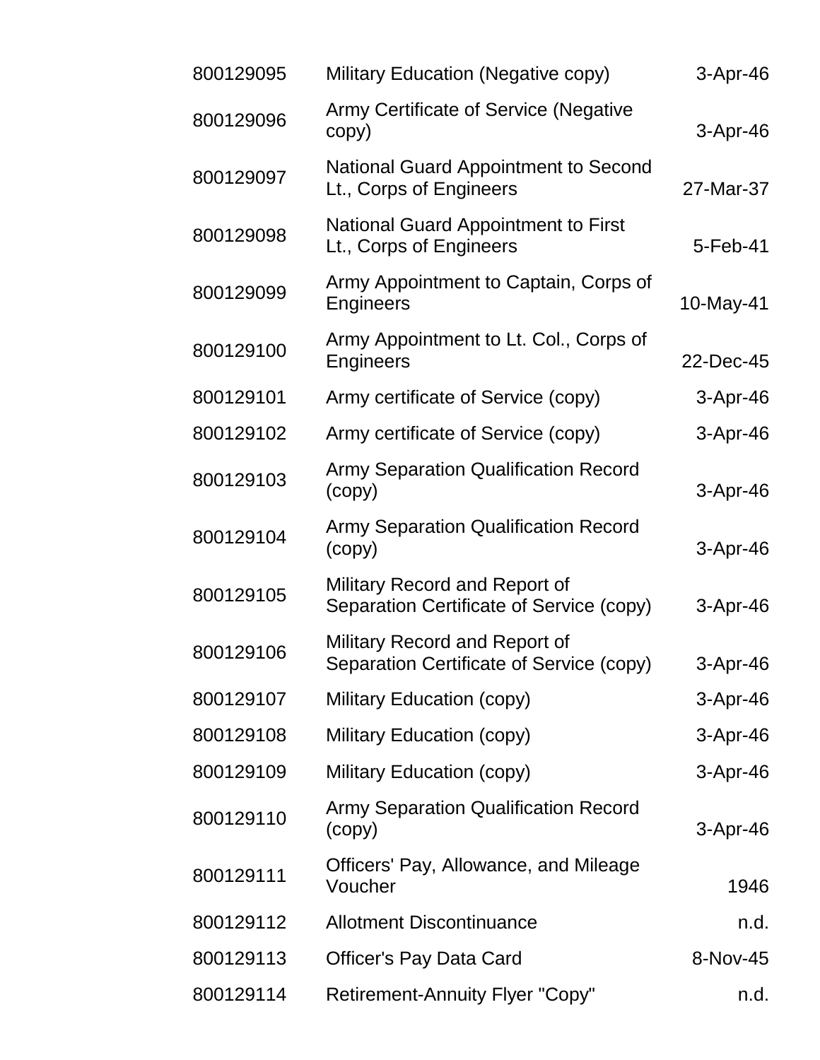| | | |
|---|---|---|
| 800129095 | Military Education (Negative copy) | 3-Apr-46 |
| 800129096 | Army Certificate of Service (Negative copy) | 3-Apr-46 |
| 800129097 | National Guard Appointment to Second Lt., Corps of Engineers | 27-Mar-37 |
| 800129098 | National Guard Appointment to First Lt., Corps of Engineers | 5-Feb-41 |
| 800129099 | Army Appointment to Captain, Corps of Engineers | 10-May-41 |
| 800129100 | Army Appointment to Lt. Col., Corps of Engineers | 22-Dec-45 |
| 800129101 | Army certificate of Service (copy) | 3-Apr-46 |
| 800129102 | Army certificate of Service (copy) | 3-Apr-46 |
| 800129103 | Army Separation Qualification Record (copy) | 3-Apr-46 |
| 800129104 | Army Separation Qualification Record (copy) | 3-Apr-46 |
| 800129105 | Military Record and Report of Separation Certificate of Service (copy) | 3-Apr-46 |
| 800129106 | Military Record and Report of Separation Certificate of Service (copy) | 3-Apr-46 |
| 800129107 | Military Education (copy) | 3-Apr-46 |
| 800129108 | Military Education (copy) | 3-Apr-46 |
| 800129109 | Military Education (copy) | 3-Apr-46 |
| 800129110 | Army Separation Qualification Record (copy) | 3-Apr-46 |
| 800129111 | Officers' Pay, Allowance, and Mileage Voucher | 1946 |
| 800129112 | Allotment Discontinuance | n.d. |
| 800129113 | Officer's Pay Data Card | 8-Nov-45 |
| 800129114 | Retirement-Annuity Flyer "Copy" | n.d. |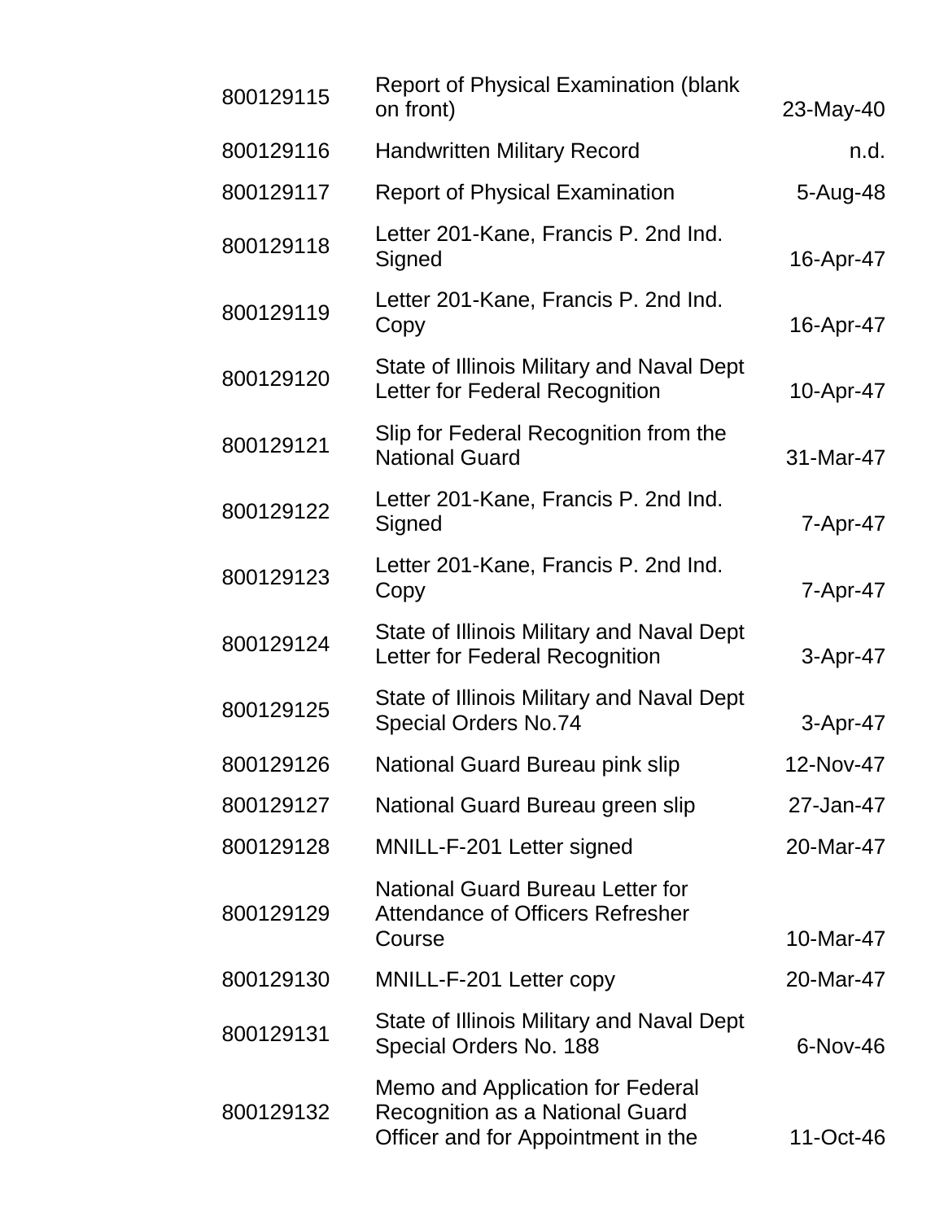| | | |
|---|---|---|
| 800129115 | Report of Physical Examination (blank on front) | 23-May-40 |
| 800129116 | Handwritten Military Record | n.d. |
| 800129117 | Report of Physical Examination | 5-Aug-48 |
| 800129118 | Letter 201-Kane, Francis P. 2nd Ind. Signed | 16-Apr-47 |
| 800129119 | Letter 201-Kane, Francis P. 2nd Ind. Copy | 16-Apr-47 |
| 800129120 | State of Illinois Military and Naval Dept Letter for Federal Recognition | 10-Apr-47 |
| 800129121 | Slip for Federal Recognition from the National Guard | 31-Mar-47 |
| 800129122 | Letter 201-Kane, Francis P. 2nd Ind. Signed | 7-Apr-47 |
| 800129123 | Letter 201-Kane, Francis P. 2nd Ind. Copy | 7-Apr-47 |
| 800129124 | State of Illinois Military and Naval Dept Letter for Federal Recognition | 3-Apr-47 |
| 800129125 | State of Illinois Military and Naval Dept Special Orders No.74 | 3-Apr-47 |
| 800129126 | National Guard Bureau pink slip | 12-Nov-47 |
| 800129127 | National Guard Bureau green slip | 27-Jan-47 |
| 800129128 | MNILL-F-201 Letter signed | 20-Mar-47 |
| 800129129 | National Guard Bureau Letter for Attendance of Officers Refresher Course | 10-Mar-47 |
| 800129130 | MNILL-F-201 Letter copy | 20-Mar-47 |
| 800129131 | State of Illinois Military and Naval Dept Special Orders No. 188 | 6-Nov-46 |
| 800129132 | Memo and Application for Federal Recognition as a National Guard Officer and for Appointment in the | 11-Oct-46 |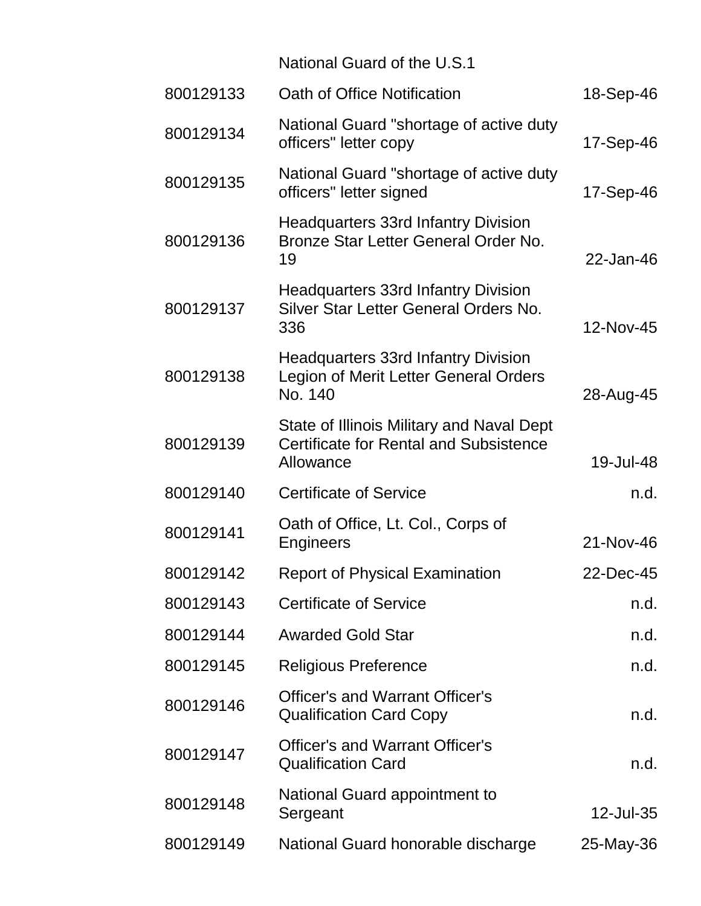| | National Guard of the U.S.1 | |
|---|---|---|
| 800129133 | Oath of Office Notification | 18-Sep-46 |
| 800129134 | National Guard "shortage of active duty officers" letter copy | 17-Sep-46 |
| 800129135 | National Guard "shortage of active duty officers" letter signed | 17-Sep-46 |
| 800129136 | Headquarters 33rd Infantry Division Bronze Star Letter General Order No. 19 | 22-Jan-46 |
| 800129137 | Headquarters 33rd Infantry Division Silver Star Letter General Orders No. 336 | 12-Nov-45 |
| 800129138 | Headquarters 33rd Infantry Division Legion of Merit Letter General Orders No. 140 | 28-Aug-45 |
| 800129139 | State of Illinois Military and Naval Dept Certificate for Rental and Subsistence Allowance | 19-Jul-48 |
| 800129140 | Certificate of Service | n.d. |
| 800129141 | Oath of Office, Lt. Col., Corps of Engineers | 21-Nov-46 |
| 800129142 | Report of Physical Examination | 22-Dec-45 |
| 800129143 | Certificate of Service | n.d. |
| 800129144 | Awarded Gold Star | n.d. |
| 800129145 | Religious Preference | n.d. |
| 800129146 | Officer's and Warrant Officer's Qualification Card Copy | n.d. |
| 800129147 | Officer's and Warrant Officer's Qualification Card | n.d. |
| 800129148 | National Guard appointment to Sergeant | 12-Jul-35 |
| 800129149 | National Guard honorable discharge | 25-May-36 |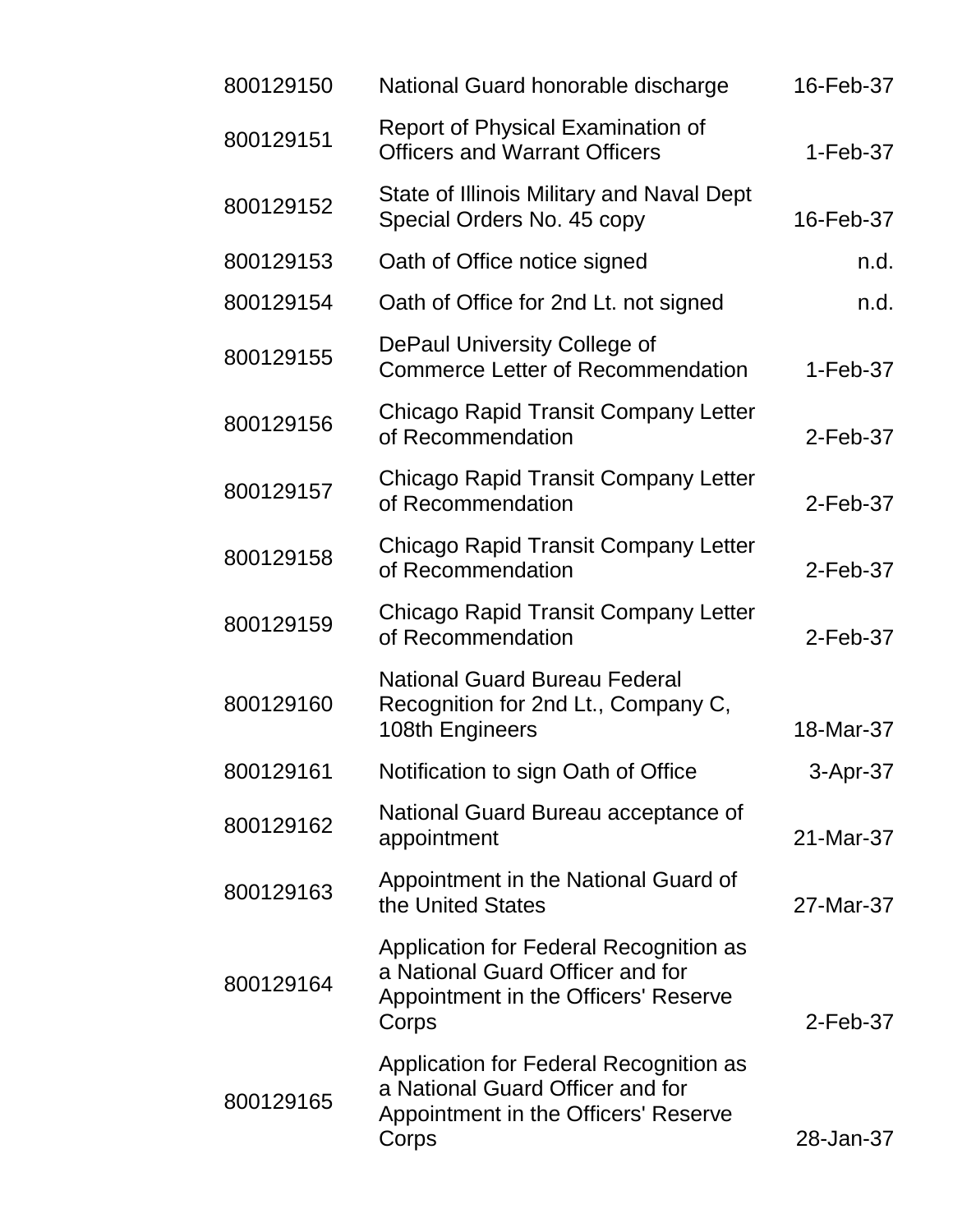| | | |
|---|---|---|
| 800129150 | National Guard honorable discharge | 16-Feb-37 |
| 800129151 | Report of Physical Examination of Officers and Warrant Officers | 1-Feb-37 |
| 800129152 | State of Illinois Military and Naval Dept Special Orders No. 45 copy | 16-Feb-37 |
| 800129153 | Oath of Office notice signed | n.d. |
| 800129154 | Oath of Office for 2nd Lt. not signed | n.d. |
| 800129155 | DePaul University College of Commerce Letter of Recommendation | 1-Feb-37 |
| 800129156 | Chicago Rapid Transit Company Letter of Recommendation | 2-Feb-37 |
| 800129157 | Chicago Rapid Transit Company Letter of Recommendation | 2-Feb-37 |
| 800129158 | Chicago Rapid Transit Company Letter of Recommendation | 2-Feb-37 |
| 800129159 | Chicago Rapid Transit Company Letter of Recommendation | 2-Feb-37 |
| 800129160 | National Guard Bureau Federal Recognition for 2nd Lt., Company C, 108th Engineers | 18-Mar-37 |
| 800129161 | Notification to sign Oath of Office | 3-Apr-37 |
| 800129162 | National Guard Bureau acceptance of appointment | 21-Mar-37 |
| 800129163 | Appointment in the National Guard of the United States | 27-Mar-37 |
| 800129164 | Application for Federal Recognition as a National Guard Officer and for Appointment in the Officers' Reserve Corps | 2-Feb-37 |
| 800129165 | Application for Federal Recognition as a National Guard Officer and for Appointment in the Officers' Reserve Corps | 28-Jan-37 |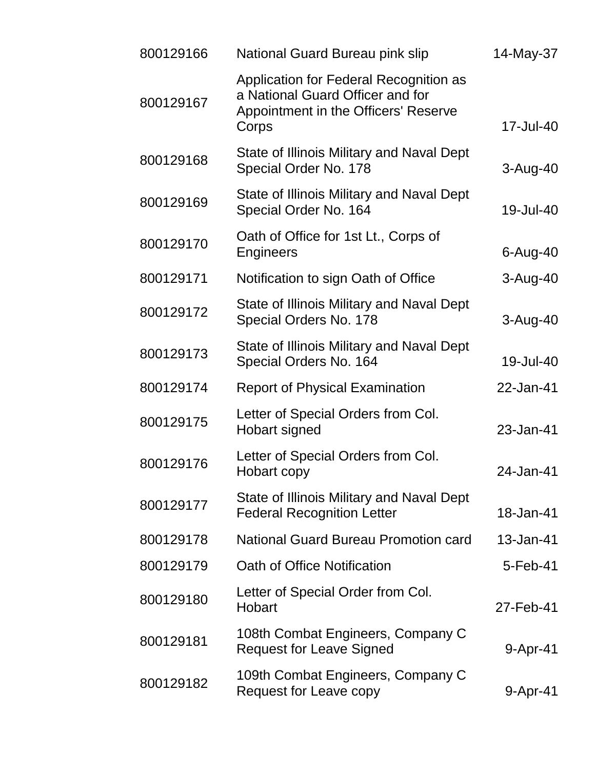| | | |
|---|---|---|
| 800129166 | National Guard Bureau pink slip | 14-May-37 |
| 800129167 | Application for Federal Recognition as a National Guard Officer and for Appointment in the Officers' Reserve Corps | 17-Jul-40 |
| 800129168 | State of Illinois Military and Naval Dept Special Order No. 178 | 3-Aug-40 |
| 800129169 | State of Illinois Military and Naval Dept Special Order No. 164 | 19-Jul-40 |
| 800129170 | Oath of Office for 1st Lt., Corps of Engineers | 6-Aug-40 |
| 800129171 | Notification to sign Oath of Office | 3-Aug-40 |
| 800129172 | State of Illinois Military and Naval Dept Special Orders No. 178 | 3-Aug-40 |
| 800129173 | State of Illinois Military and Naval Dept Special Orders No. 164 | 19-Jul-40 |
| 800129174 | Report of Physical Examination | 22-Jan-41 |
| 800129175 | Letter of Special Orders from Col. Hobart signed | 23-Jan-41 |
| 800129176 | Letter of Special Orders from Col. Hobart copy | 24-Jan-41 |
| 800129177 | State of Illinois Military and Naval Dept Federal Recognition Letter | 18-Jan-41 |
| 800129178 | National Guard Bureau Promotion card | 13-Jan-41 |
| 800129179 | Oath of Office Notification | 5-Feb-41 |
| 800129180 | Letter of Special Order from Col. Hobart | 27-Feb-41 |
| 800129181 | 108th Combat Engineers, Company C Request for Leave Signed | 9-Apr-41 |
| 800129182 | 109th Combat Engineers, Company C Request for Leave copy | 9-Apr-41 |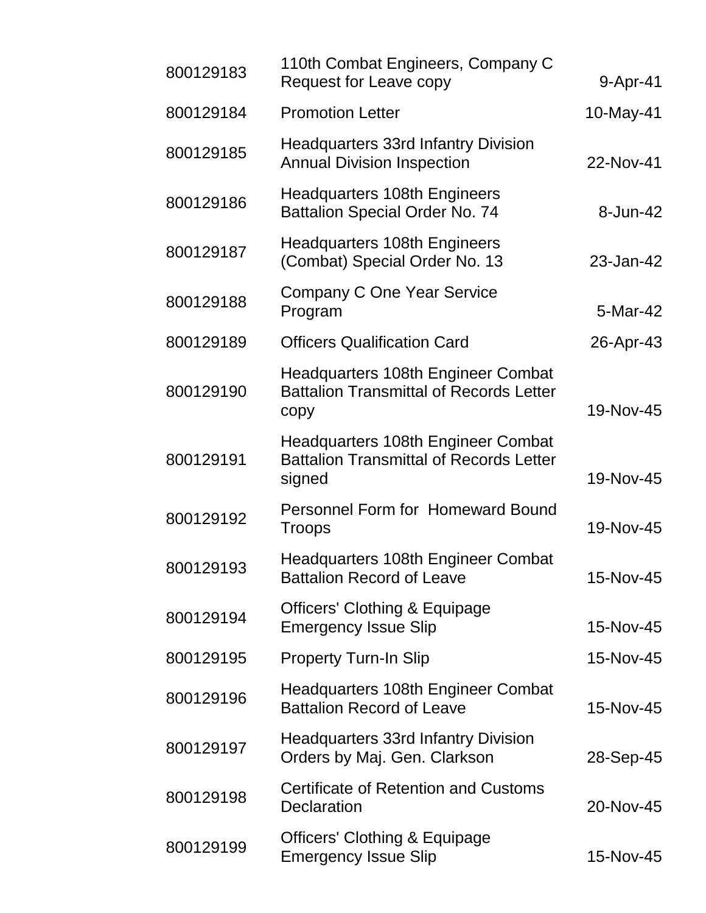| | | |
|---|---|---|
| 800129183 | 110th Combat Engineers, Company C Request for Leave copy | 9-Apr-41 |
| 800129184 | Promotion Letter | 10-May-41 |
| 800129185 | Headquarters 33rd Infantry Division Annual Division Inspection | 22-Nov-41 |
| 800129186 | Headquarters 108th Engineers Battalion Special Order No. 74 | 8-Jun-42 |
| 800129187 | Headquarters 108th Engineers (Combat) Special Order No. 13 | 23-Jan-42 |
| 800129188 | Company C One Year Service Program | 5-Mar-42 |
| 800129189 | Officers Qualification Card | 26-Apr-43 |
| 800129190 | Headquarters 108th Engineer Combat Battalion Transmittal of Records Letter copy | 19-Nov-45 |
| 800129191 | Headquarters 108th Engineer Combat Battalion Transmittal of Records Letter signed | 19-Nov-45 |
| 800129192 | Personnel Form for Homeward Bound Troops | 19-Nov-45 |
| 800129193 | Headquarters 108th Engineer Combat Battalion Record of Leave | 15-Nov-45 |
| 800129194 | Officers' Clothing & Equipage Emergency Issue Slip | 15-Nov-45 |
| 800129195 | Property Turn-In Slip | 15-Nov-45 |
| 800129196 | Headquarters 108th Engineer Combat Battalion Record of Leave | 15-Nov-45 |
| 800129197 | Headquarters 33rd Infantry Division Orders by Maj. Gen. Clarkson | 28-Sep-45 |
| 800129198 | Certificate of Retention and Customs Declaration | 20-Nov-45 |
| 800129199 | Officers' Clothing & Equipage Emergency Issue Slip | 15-Nov-45 |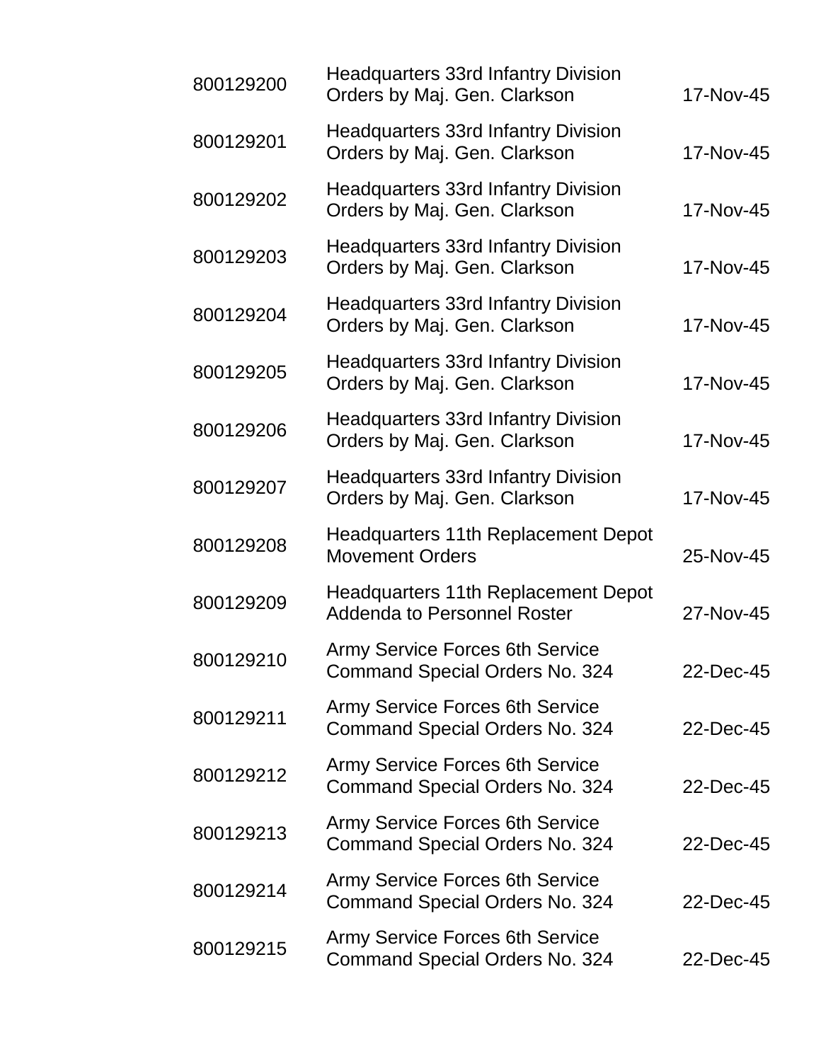| | | |
|---|---|---|
| 800129200 | Headquarters 33rd Infantry Division Orders by Maj. Gen. Clarkson | 17-Nov-45 |
| 800129201 | Headquarters 33rd Infantry Division Orders by Maj. Gen. Clarkson | 17-Nov-45 |
| 800129202 | Headquarters 33rd Infantry Division Orders by Maj. Gen. Clarkson | 17-Nov-45 |
| 800129203 | Headquarters 33rd Infantry Division Orders by Maj. Gen. Clarkson | 17-Nov-45 |
| 800129204 | Headquarters 33rd Infantry Division Orders by Maj. Gen. Clarkson | 17-Nov-45 |
| 800129205 | Headquarters 33rd Infantry Division Orders by Maj. Gen. Clarkson | 17-Nov-45 |
| 800129206 | Headquarters 33rd Infantry Division Orders by Maj. Gen. Clarkson | 17-Nov-45 |
| 800129207 | Headquarters 33rd Infantry Division Orders by Maj. Gen. Clarkson | 17-Nov-45 |
| 800129208 | Headquarters 11th Replacement Depot Movement Orders | 25-Nov-45 |
| 800129209 | Headquarters 11th Replacement Depot Addenda to Personnel Roster | 27-Nov-45 |
| 800129210 | Army Service Forces 6th Service Command Special Orders No. 324 | 22-Dec-45 |
| 800129211 | Army Service Forces 6th Service Command Special Orders No. 324 | 22-Dec-45 |
| 800129212 | Army Service Forces 6th Service Command Special Orders No. 324 | 22-Dec-45 |
| 800129213 | Army Service Forces 6th Service Command Special Orders No. 324 | 22-Dec-45 |
| 800129214 | Army Service Forces 6th Service Command Special Orders No. 324 | 22-Dec-45 |
| 800129215 | Army Service Forces 6th Service Command Special Orders No. 324 | 22-Dec-45 |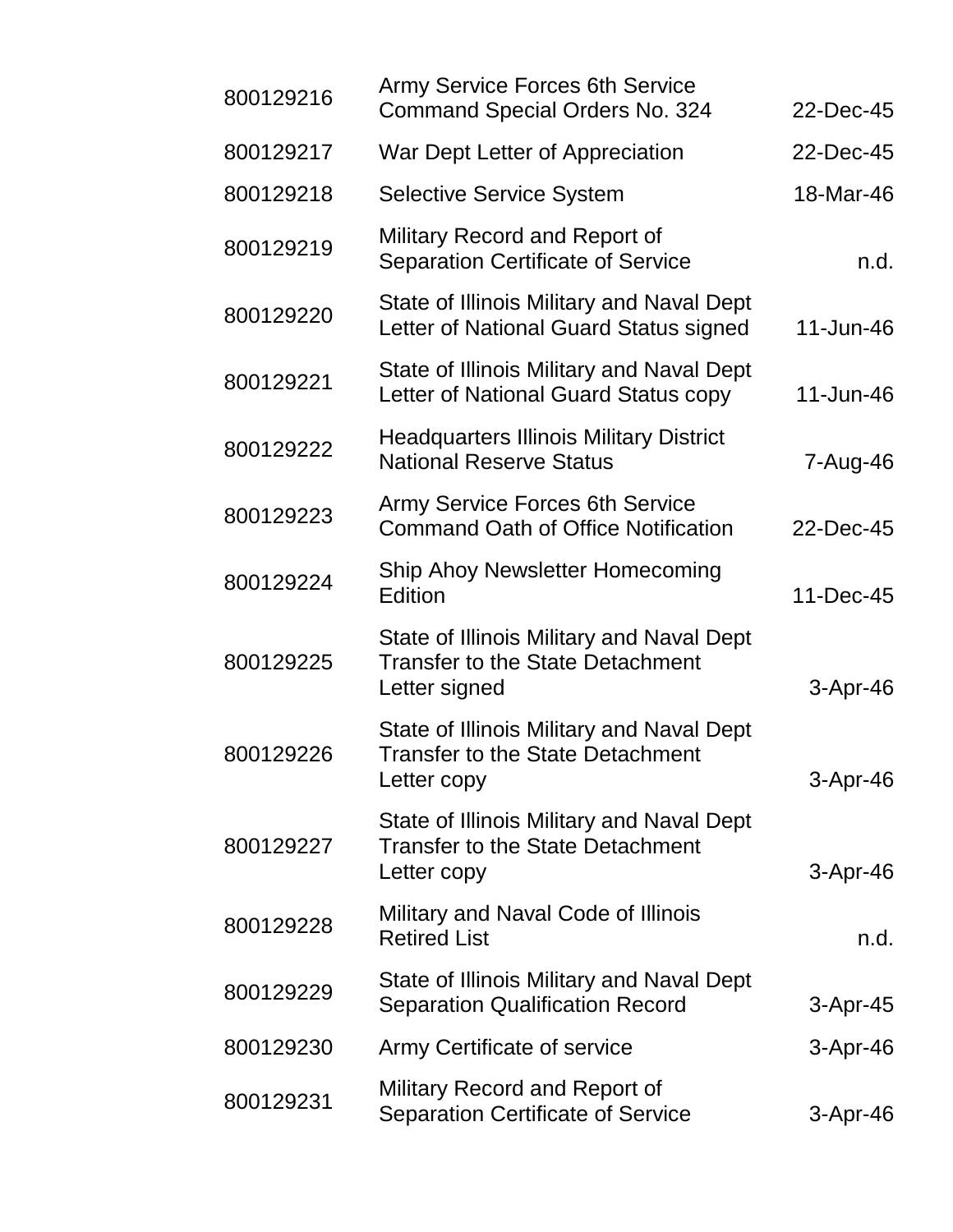| | | |
|---|---|---|
| 800129216 | Army Service Forces 6th Service Command Special Orders No. 324 | 22-Dec-45 |
| 800129217 | War Dept Letter of Appreciation | 22-Dec-45 |
| 800129218 | Selective Service System | 18-Mar-46 |
| 800129219 | Military Record and Report of Separation Certificate of Service | n.d. |
| 800129220 | State of Illinois Military and Naval Dept Letter of National Guard Status signed | 11-Jun-46 |
| 800129221 | State of Illinois Military and Naval Dept Letter of National Guard Status copy | 11-Jun-46 |
| 800129222 | Headquarters Illinois Military District National Reserve Status | 7-Aug-46 |
| 800129223 | Army Service Forces 6th Service Command Oath of Office Notification | 22-Dec-45 |
| 800129224 | Ship Ahoy Newsletter Homecoming Edition | 11-Dec-45 |
| 800129225 | State of Illinois Military and Naval Dept Transfer to the State Detachment Letter signed | 3-Apr-46 |
| 800129226 | State of Illinois Military and Naval Dept Transfer to the State Detachment Letter copy | 3-Apr-46 |
| 800129227 | State of Illinois Military and Naval Dept Transfer to the State Detachment Letter copy | 3-Apr-46 |
| 800129228 | Military and Naval Code of Illinois Retired List | n.d. |
| 800129229 | State of Illinois Military and Naval Dept Separation Qualification Record | 3-Apr-45 |
| 800129230 | Army Certificate of service | 3-Apr-46 |
| 800129231 | Military Record and Report of Separation Certificate of Service | 3-Apr-46 |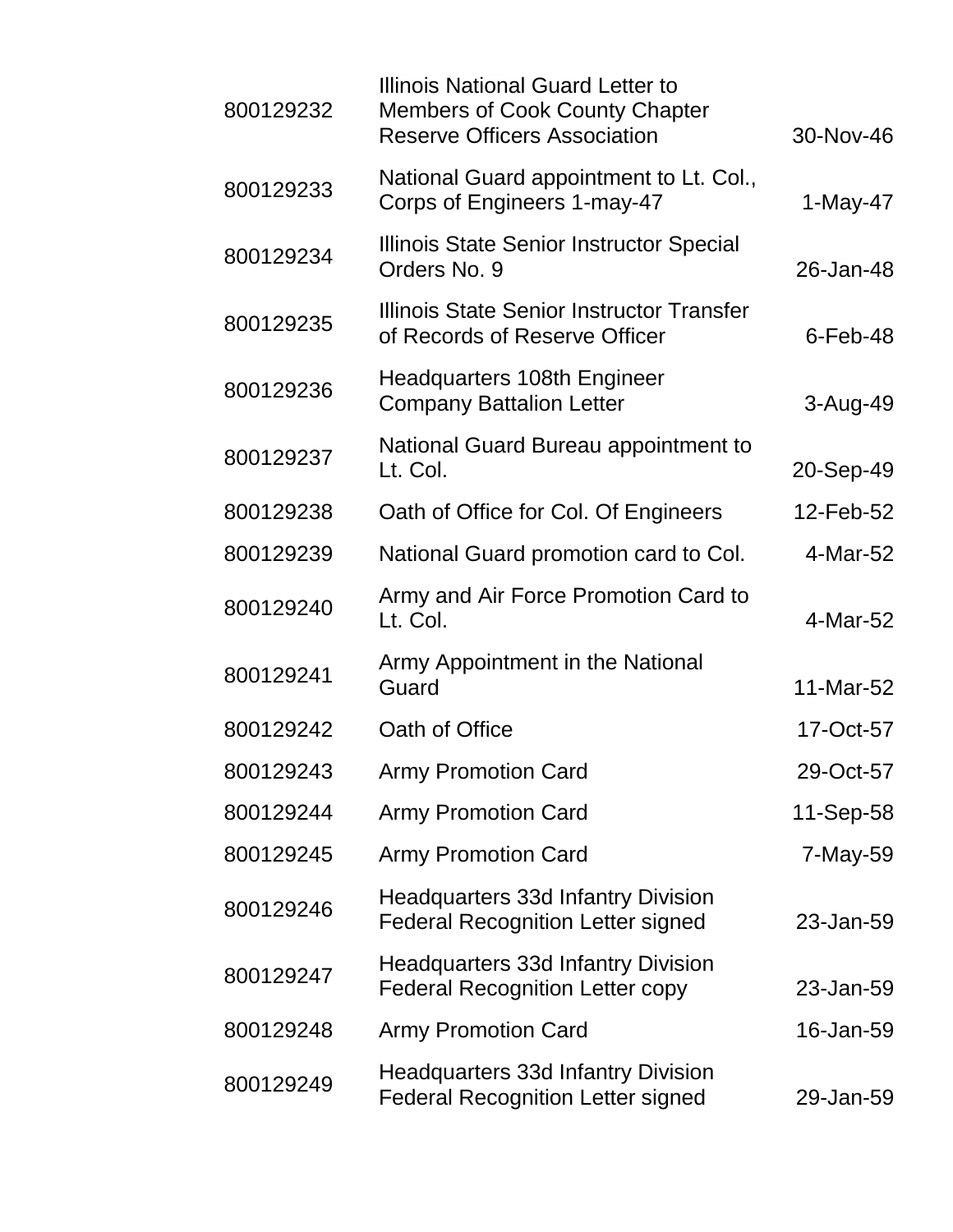| | | |
|---|---|---|
| 800129232 | Illinois National Guard Letter to Members of Cook County Chapter Reserve Officers Association | 30-Nov-46 |
| 800129233 | National Guard appointment to Lt. Col., Corps of Engineers 1-may-47 | 1-May-47 |
| 800129234 | Illinois State Senior Instructor Special Orders No. 9 | 26-Jan-48 |
| 800129235 | Illinois State Senior Instructor Transfer of Records of Reserve Officer | 6-Feb-48 |
| 800129236 | Headquarters 108th Engineer Company Battalion Letter | 3-Aug-49 |
| 800129237 | National Guard Bureau appointment to Lt. Col. | 20-Sep-49 |
| 800129238 | Oath of Office for Col. Of Engineers | 12-Feb-52 |
| 800129239 | National Guard promotion card to Col. | 4-Mar-52 |
| 800129240 | Army and Air Force Promotion Card to Lt. Col. | 4-Mar-52 |
| 800129241 | Army Appointment in the National Guard | 11-Mar-52 |
| 800129242 | Oath of Office | 17-Oct-57 |
| 800129243 | Army Promotion Card | 29-Oct-57 |
| 800129244 | Army Promotion Card | 11-Sep-58 |
| 800129245 | Army Promotion Card | 7-May-59 |
| 800129246 | Headquarters 33d Infantry Division Federal Recognition Letter signed | 23-Jan-59 |
| 800129247 | Headquarters 33d Infantry Division Federal Recognition Letter copy | 23-Jan-59 |
| 800129248 | Army Promotion Card | 16-Jan-59 |
| 800129249 | Headquarters 33d Infantry Division Federal Recognition Letter signed | 29-Jan-59 |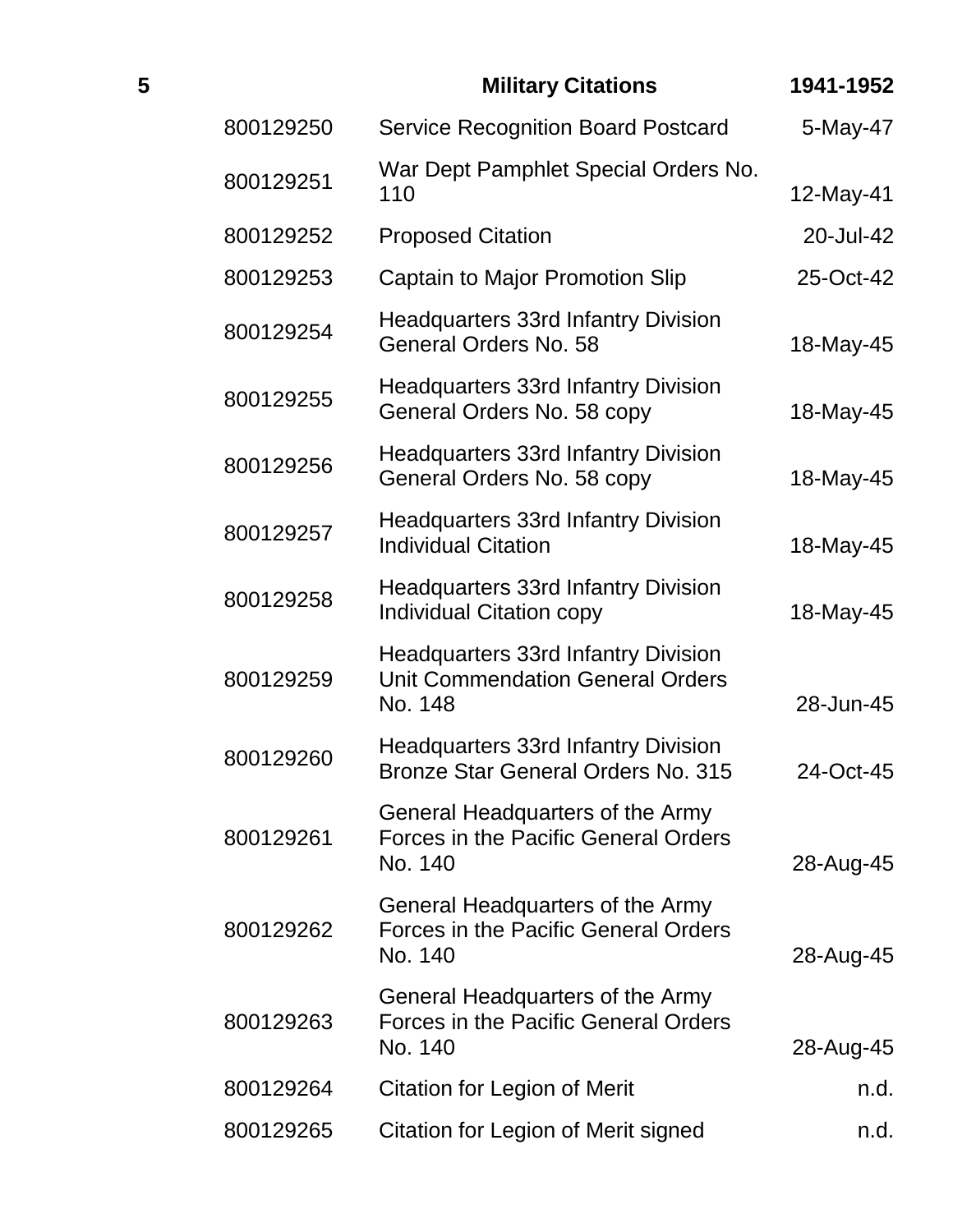| 5 | | Military Citations | 1941-1952 |
|---|---|---|---|
| | 800129250 | Service Recognition Board Postcard | 5-May-47 |
| | 800129251 | War Dept Pamphlet Special Orders No. 110 | 12-May-41 |
| | 800129252 | Proposed Citation | 20-Jul-42 |
| | 800129253 | Captain to Major Promotion Slip | 25-Oct-42 |
| | 800129254 | Headquarters 33rd Infantry Division General Orders No. 58 | 18-May-45 |
| | 800129255 | Headquarters 33rd Infantry Division General Orders No. 58 copy | 18-May-45 |
| | 800129256 | Headquarters 33rd Infantry Division General Orders No. 58 copy | 18-May-45 |
| | 800129257 | Headquarters 33rd Infantry Division Individual Citation | 18-May-45 |
| | 800129258 | Headquarters 33rd Infantry Division Individual Citation copy | 18-May-45 |
| | 800129259 | Headquarters 33rd Infantry Division Unit Commendation General Orders No. 148 | 28-Jun-45 |
| | 800129260 | Headquarters 33rd Infantry Division Bronze Star General Orders No. 315 | 24-Oct-45 |
| | 800129261 | General Headquarters of the Army Forces in the Pacific General Orders No. 140 | 28-Aug-45 |
| | 800129262 | General Headquarters of the Army Forces in the Pacific General Orders No. 140 | 28-Aug-45 |
| | 800129263 | General Headquarters of the Army Forces in the Pacific General Orders No. 140 | 28-Aug-45 |
| | 800129264 | Citation for Legion of Merit | n.d. |
| | 800129265 | Citation for Legion of Merit signed | n.d. |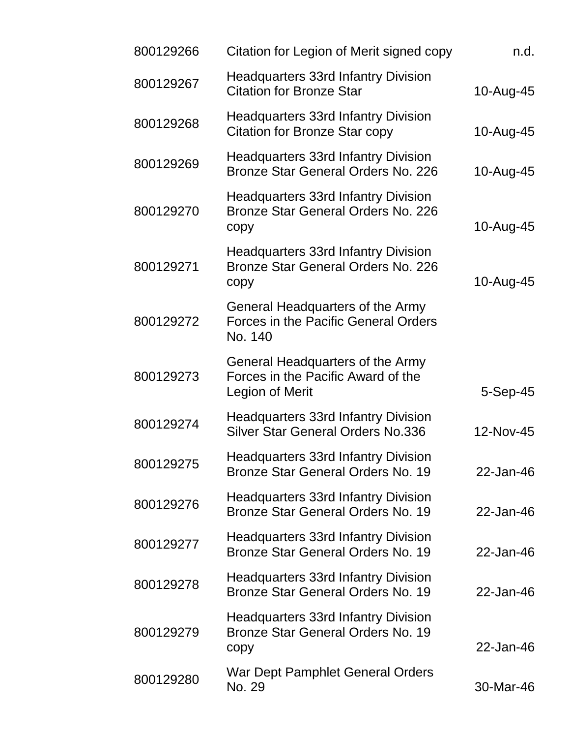| | | |
|---|---|---|
| 800129266 | Citation for Legion of Merit signed copy | n.d. |
| 800129267 | Headquarters 33rd Infantry Division Citation for Bronze Star | 10-Aug-45 |
| 800129268 | Headquarters 33rd Infantry Division Citation for Bronze Star copy | 10-Aug-45 |
| 800129269 | Headquarters 33rd Infantry Division Bronze Star General Orders No. 226 | 10-Aug-45 |
| 800129270 | Headquarters 33rd Infantry Division Bronze Star General Orders No. 226 copy | 10-Aug-45 |
| 800129271 | Headquarters 33rd Infantry Division Bronze Star General Orders No. 226 copy | 10-Aug-45 |
| 800129272 | General Headquarters of the Army Forces in the Pacific General Orders No. 140 | |
| 800129273 | General Headquarters of the Army Forces in the Pacific Award of the Legion of Merit | 5-Sep-45 |
| 800129274 | Headquarters 33rd Infantry Division Silver Star General Orders No.336 | 12-Nov-45 |
| 800129275 | Headquarters 33rd Infantry Division Bronze Star General Orders No. 19 | 22-Jan-46 |
| 800129276 | Headquarters 33rd Infantry Division Bronze Star General Orders No. 19 | 22-Jan-46 |
| 800129277 | Headquarters 33rd Infantry Division Bronze Star General Orders No. 19 | 22-Jan-46 |
| 800129278 | Headquarters 33rd Infantry Division Bronze Star General Orders No. 19 | 22-Jan-46 |
| 800129279 | Headquarters 33rd Infantry Division Bronze Star General Orders No. 19 copy | 22-Jan-46 |
| 800129280 | War Dept Pamphlet General Orders No. 29 | 30-Mar-46 |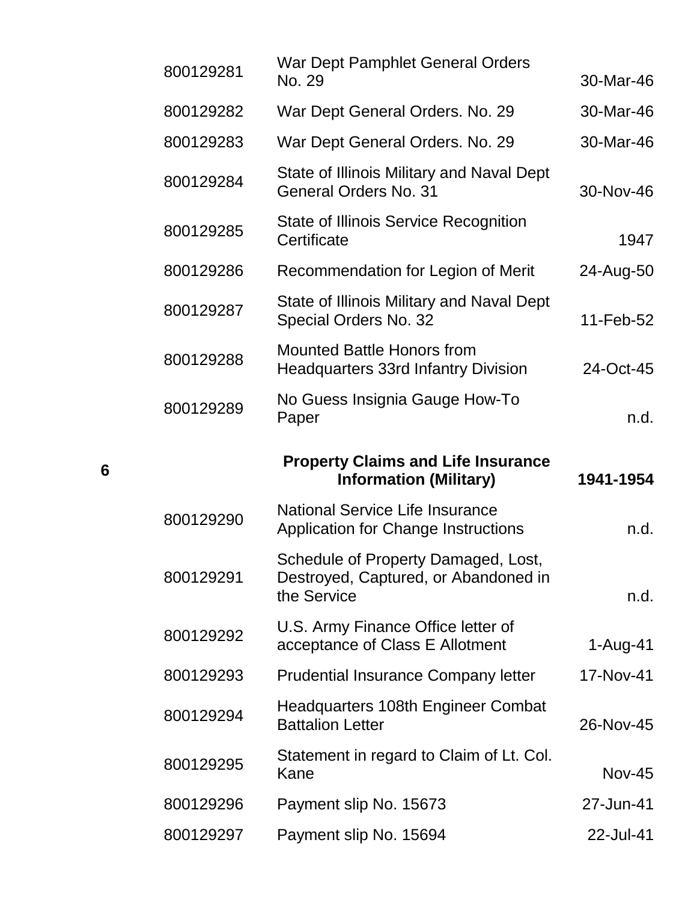| | | | |
|---|---|---|---|
| | 800129281 | War Dept Pamphlet General Orders No. 29 | 30-Mar-46 |
| | 800129282 | War Dept General Orders. No. 29 | 30-Mar-46 |
| | 800129283 | War Dept General Orders. No. 29 | 30-Mar-46 |
| | 800129284 | State of Illinois Military and Naval Dept General Orders No. 31 | 30-Nov-46 |
| | 800129285 | State of Illinois Service Recognition Certificate | 1947 |
| | 800129286 | Recommendation for Legion of Merit | 24-Aug-50 |
| | 800129287 | State of Illinois Military and Naval Dept Special Orders No. 32 | 11-Feb-52 |
| | 800129288 | Mounted Battle Honors from Headquarters 33rd Infantry Division | 24-Oct-45 |
| | 800129289 | No Guess Insignia Gauge How-To Paper | n.d. |
| **6** | | **Property Claims and Life Insurance Information (Military)** | **1941-1954** |
| | 800129290 | National Service Life Insurance Application for Change Instructions | n.d. |
| | 800129291 | Schedule of Property Damaged, Lost, Destroyed, Captured, or Abandoned in the Service | n.d. |
| | 800129292 | U.S. Army Finance Office letter of acceptance of Class E Allotment | 1-Aug-41 |
| | 800129293 | Prudential Insurance Company letter | 17-Nov-41 |
| | 800129294 | Headquarters 108th Engineer Combat Battalion Letter | 26-Nov-45 |
| | 800129295 | Statement in regard to Claim of Lt. Col. Kane | Nov-45 |
| | 800129296 | Payment slip No. 15673 | 27-Jun-41 |
| | 800129297 | Payment slip No. 15694 | 22-Jul-41 |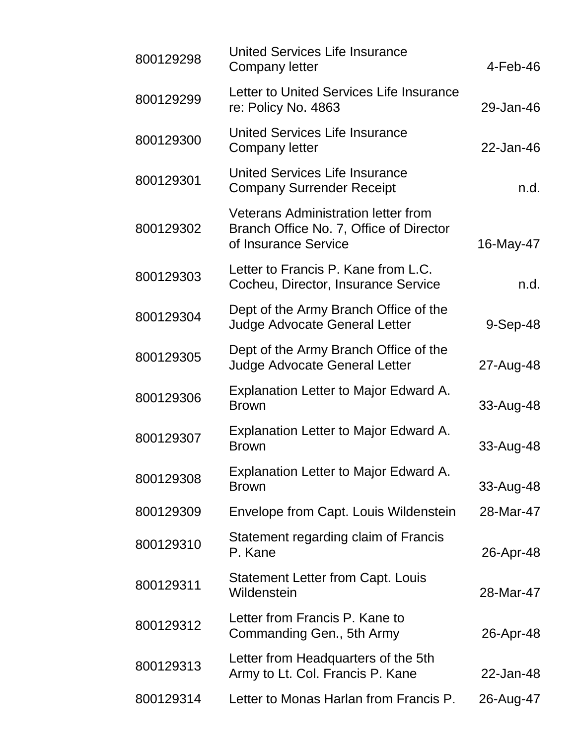| | | |
|---|---|---|
| 800129298 | United Services Life Insurance Company letter | 4-Feb-46 |
| 800129299 | Letter to United Services Life Insurance re: Policy No. 4863 | 29-Jan-46 |
| 800129300 | United Services Life Insurance Company letter | 22-Jan-46 |
| 800129301 | United Services Life Insurance Company Surrender Receipt | n.d. |
| 800129302 | Veterans Administration letter from Branch Office No. 7, Office of Director of Insurance Service | 16-May-47 |
| 800129303 | Letter to Francis P. Kane from L.C. Cocheu, Director, Insurance Service | n.d. |
| 800129304 | Dept of the Army Branch Office of the Judge Advocate General Letter | 9-Sep-48 |
| 800129305 | Dept of the Army Branch Office of the Judge Advocate General Letter | 27-Aug-48 |
| 800129306 | Explanation Letter to Major Edward A. Brown | 33-Aug-48 |
| 800129307 | Explanation Letter to Major Edward A. Brown | 33-Aug-48 |
| 800129308 | Explanation Letter to Major Edward A. Brown | 33-Aug-48 |
| 800129309 | Envelope from Capt. Louis Wildenstein | 28-Mar-47 |
| 800129310 | Statement regarding claim of Francis P. Kane | 26-Apr-48 |
| 800129311 | Statement Letter from Capt. Louis Wildenstein | 28-Mar-47 |
| 800129312 | Letter from Francis P. Kane to Commanding Gen., 5th Army | 26-Apr-48 |
| 800129313 | Letter from Headquarters of the 5th Army to Lt. Col. Francis P. Kane | 22-Jan-48 |
| 800129314 | Letter to Monas Harlan from Francis P. | 26-Aug-47 |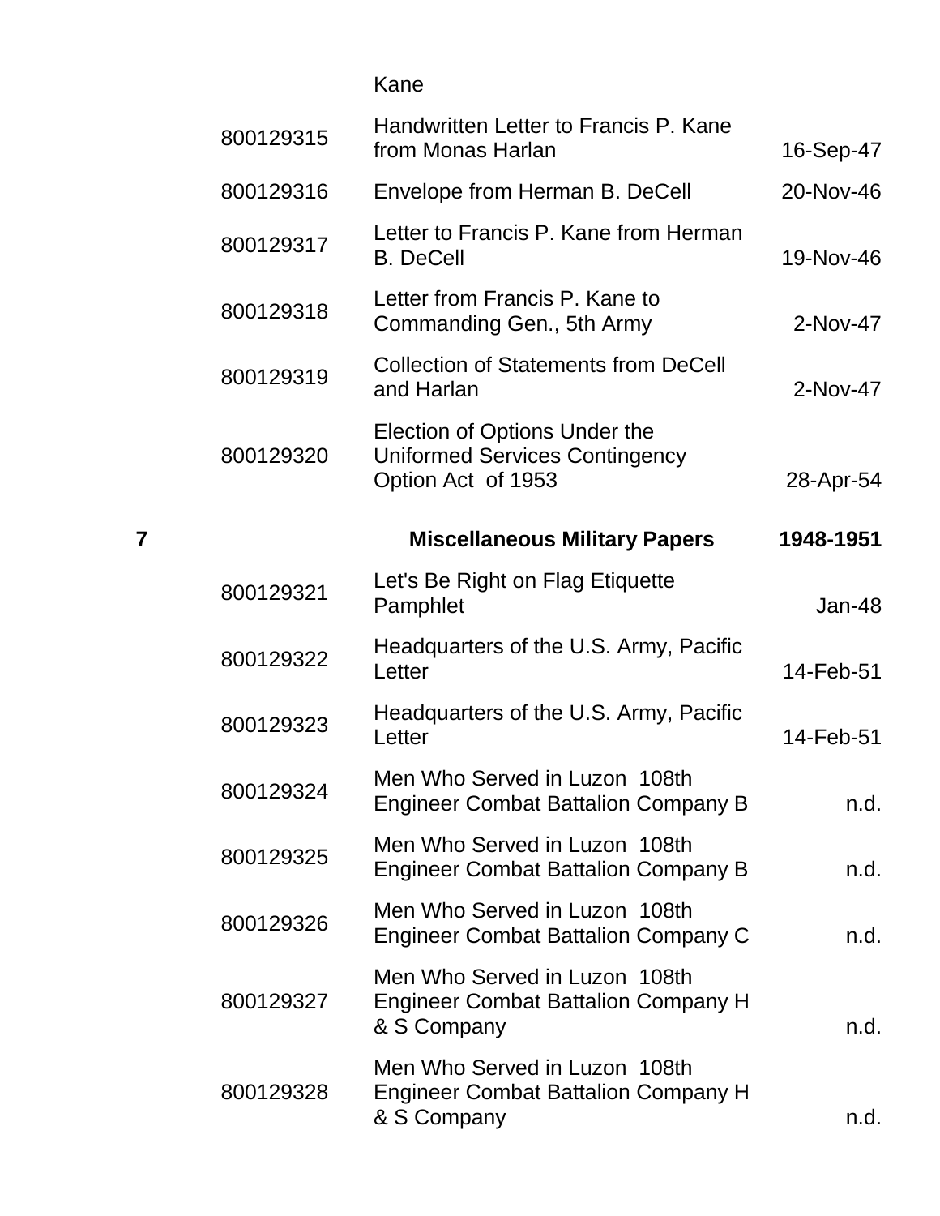| Box | Item ID | Description | Date |
|---|---|---|---|
| | | Kane | |
| | 800129315 | Handwritten Letter to Francis P. Kane from Monas Harlan | 16-Sep-47 |
| | 800129316 | Envelope from Herman B. DeCell | 20-Nov-46 |
| | 800129317 | Letter to Francis P. Kane from Herman B. DeCell | 19-Nov-46 |
| | 800129318 | Letter from Francis P. Kane to Commanding Gen., 5th Army | 2-Nov-47 |
| | 800129319 | Collection of Statements from DeCell and Harlan | 2-Nov-47 |
| | 800129320 | Election of Options Under the Uniformed Services Contingency Option Act of 1953 | 28-Apr-54 |
| **7** | | **Miscellaneous Military Papers** | **1948-1951** |
| | 800129321 | Let's Be Right on Flag Etiquette Pamphlet | Jan-48 |
| | 800129322 | Headquarters of the U.S. Army, Pacific Letter | 14-Feb-51 |
| | 800129323 | Headquarters of the U.S. Army, Pacific Letter | 14-Feb-51 |
| | 800129324 | Men Who Served in Luzon 108th Engineer Combat Battalion Company B | n.d. |
| | 800129325 | Men Who Served in Luzon 108th Engineer Combat Battalion Company B | n.d. |
| | 800129326 | Men Who Served in Luzon 108th Engineer Combat Battalion Company C | n.d. |
| | 800129327 | Men Who Served in Luzon 108th Engineer Combat Battalion Company H & S Company | n.d. |
| | 800129328 | Men Who Served in Luzon 108th Engineer Combat Battalion Company H & S Company | n.d. |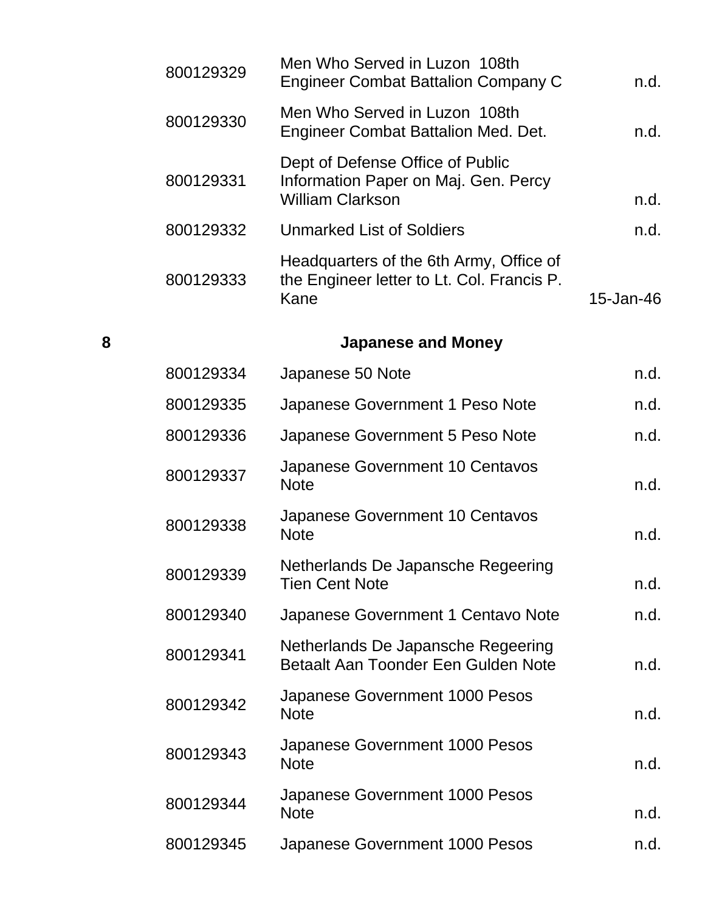| | | |
|---|---|---|
| 800129329 | Men Who Served in Luzon 108th Engineer Combat Battalion Company C | n.d. |
| 800129330 | Men Who Served in Luzon 108th Engineer Combat Battalion Med. Det. | n.d. |
| 800129331 | Dept of Defense Office of Public Information Paper on Maj. Gen. Percy William Clarkson | n.d. |
| 800129332 | Unmarked List of Soldiers | n.d. |
| 800129333 | Headquarters of the 6th Army, Office of the Engineer letter to Lt. Col. Francis P. Kane | 15-Jan-46 |

**8 Japanese and Money**

| | | |
|---|---|---|
| 800129334 | Japanese 50 Note | n.d. |
| 800129335 | Japanese Government 1 Peso Note | n.d. |
| 800129336 | Japanese Government 5 Peso Note | n.d. |
| 800129337 | Japanese Government 10 Centavos Note | n.d. |
| 800129338 | Japanese Government 10 Centavos Note | n.d. |
| 800129339 | Netherlands De Japansche Regeering Tien Cent Note | n.d. |
| 800129340 | Japanese Government 1 Centavo Note | n.d. |
| 800129341 | Netherlands De Japansche Regeering Betaalt Aan Toonder Een Gulden Note | n.d. |
| 800129342 | Japanese Government 1000 Pesos Note | n.d. |
| 800129343 | Japanese Government 1000 Pesos Note | n.d. |
| 800129344 | Japanese Government 1000 Pesos Note | n.d. |
| 800129345 | Japanese Government 1000 Pesos | n.d. |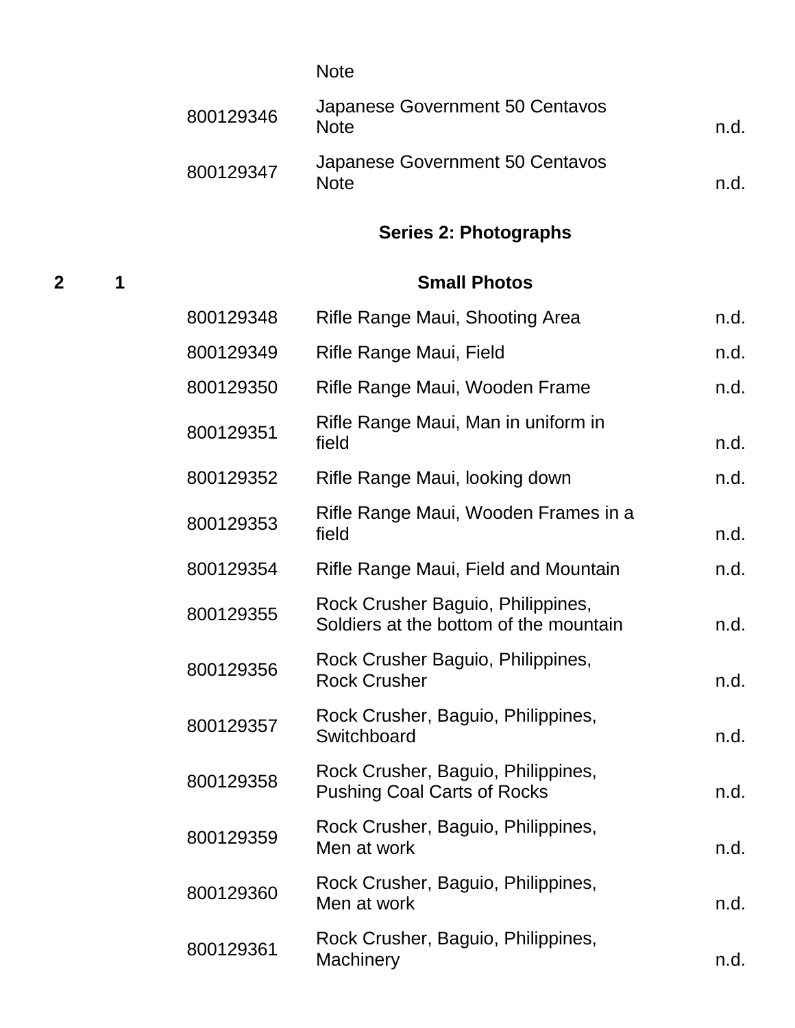| Box | Folder | Item ID | Title | Date |
|---|---|---|---|---|
| | | | Note | |
| | | 800129346 | Japanese Government 50 Centavos Note | n.d. |
| | | 800129347 | Japanese Government 50 Centavos Note | n.d. |

## Series 2: Photographs

| Box | Folder | Item ID | Title | Date |
|---|---|---|---|---|
| 2 | 1 | | **Small Photos** | |
| | | 800129348 | Rifle Range Maui, Shooting Area | n.d. |
| | | 800129349 | Rifle Range Maui, Field | n.d. |
| | | 800129350 | Rifle Range Maui, Wooden Frame | n.d. |
| | | 800129351 | Rifle Range Maui, Man in uniform in field | n.d. |
| | | 800129352 | Rifle Range Maui, looking down | n.d. |
| | | 800129353 | Rifle Range Maui, Wooden Frames in a field | n.d. |
| | | 800129354 | Rifle Range Maui, Field and Mountain | n.d. |
| | | 800129355 | Rock Crusher Baguio, Philippines, Soldiers at the bottom of the mountain | n.d. |
| | | 800129356 | Rock Crusher Baguio, Philippines, Rock Crusher | n.d. |
| | | 800129357 | Rock Crusher, Baguio, Philippines, Switchboard | n.d. |
| | | 800129358 | Rock Crusher, Baguio, Philippines, Pushing Coal Carts of Rocks | n.d. |
| | | 800129359 | Rock Crusher, Baguio, Philippines, Men at work | n.d. |
| | | 800129360 | Rock Crusher, Baguio, Philippines, Men at work | n.d. |
| | | 800129361 | Rock Crusher, Baguio, Philippines, Machinery | n.d. |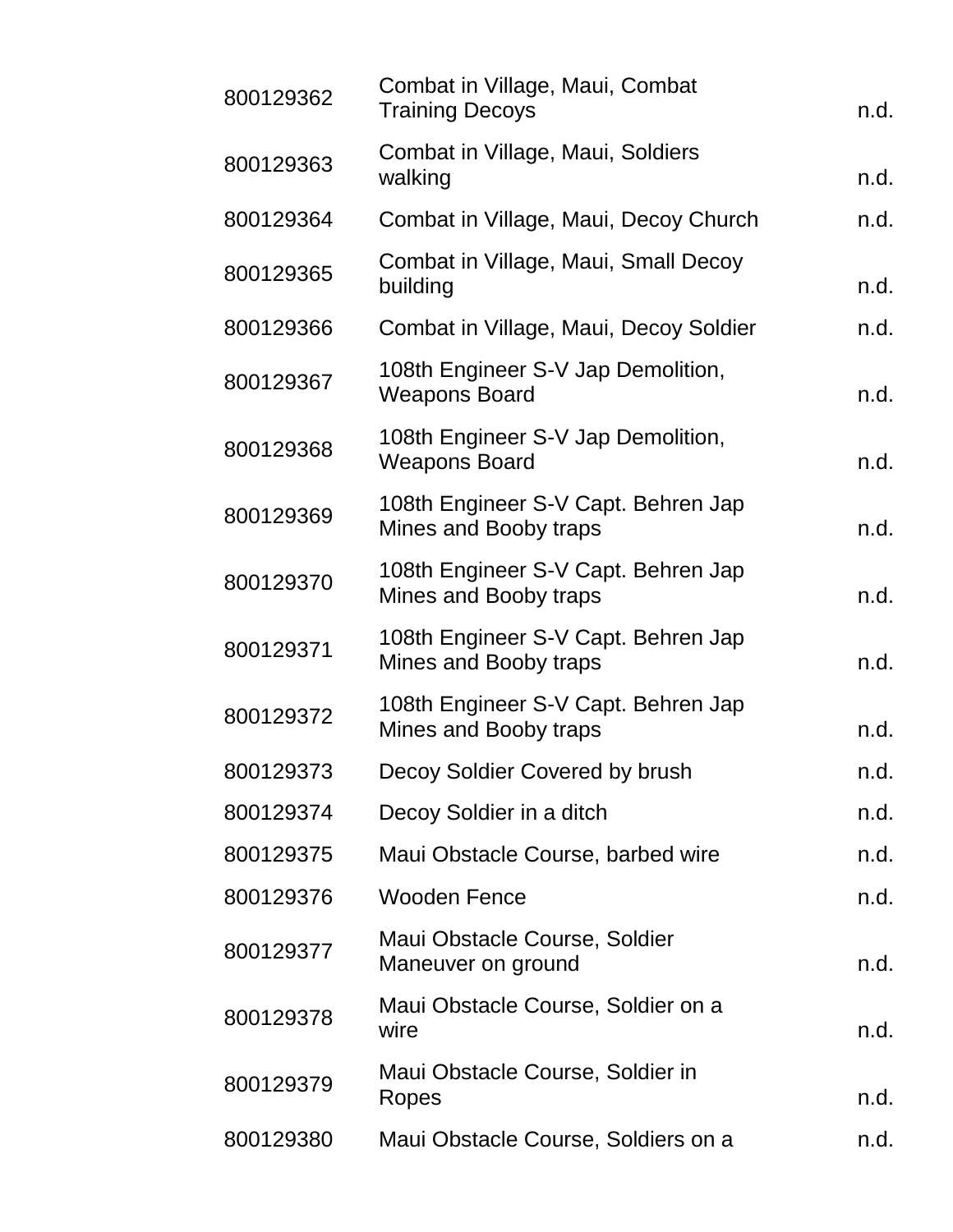| | | |
|---|---|---|
| 800129362 | Combat in Village, Maui, Combat Training Decoys | n.d. |
| 800129363 | Combat in Village, Maui, Soldiers walking | n.d. |
| 800129364 | Combat in Village, Maui, Decoy Church | n.d. |
| 800129365 | Combat in Village, Maui, Small Decoy building | n.d. |
| 800129366 | Combat in Village, Maui, Decoy Soldier | n.d. |
| 800129367 | 108th Engineer S-V Jap Demolition, Weapons Board | n.d. |
| 800129368 | 108th Engineer S-V Jap Demolition, Weapons Board | n.d. |
| 800129369 | 108th Engineer S-V Capt. Behren Jap Mines and Booby traps | n.d. |
| 800129370 | 108th Engineer S-V Capt. Behren Jap Mines and Booby traps | n.d. |
| 800129371 | 108th Engineer S-V Capt. Behren Jap Mines and Booby traps | n.d. |
| 800129372 | 108th Engineer S-V Capt. Behren Jap Mines and Booby traps | n.d. |
| 800129373 | Decoy Soldier Covered by brush | n.d. |
| 800129374 | Decoy Soldier in a ditch | n.d. |
| 800129375 | Maui Obstacle Course, barbed wire | n.d. |
| 800129376 | Wooden Fence | n.d. |
| 800129377 | Maui Obstacle Course, Soldier Maneuver on ground | n.d. |
| 800129378 | Maui Obstacle Course, Soldier on a wire | n.d. |
| 800129379 | Maui Obstacle Course, Soldier in Ropes | n.d. |
| 800129380 | Maui Obstacle Course, Soldiers on a | n.d. |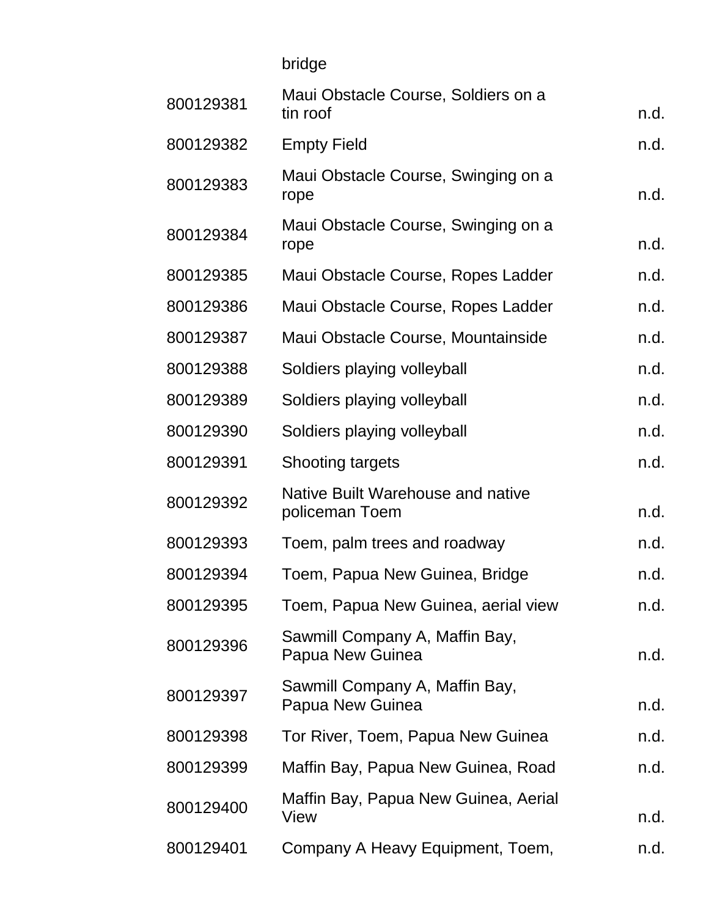| | | |
|---|---|---|
| | bridge | |
| 800129381 | Maui Obstacle Course, Soldiers on a tin roof | n.d. |
| 800129382 | Empty Field | n.d. |
| 800129383 | Maui Obstacle Course, Swinging on a rope | n.d. |
| 800129384 | Maui Obstacle Course, Swinging on a rope | n.d. |
| 800129385 | Maui Obstacle Course, Ropes Ladder | n.d. |
| 800129386 | Maui Obstacle Course, Ropes Ladder | n.d. |
| 800129387 | Maui Obstacle Course, Mountainside | n.d. |
| 800129388 | Soldiers playing volleyball | n.d. |
| 800129389 | Soldiers playing volleyball | n.d. |
| 800129390 | Soldiers playing volleyball | n.d. |
| 800129391 | Shooting targets | n.d. |
| 800129392 | Native Built Warehouse and native policeman Toem | n.d. |
| 800129393 | Toem, palm trees and roadway | n.d. |
| 800129394 | Toem, Papua New Guinea, Bridge | n.d. |
| 800129395 | Toem, Papua New Guinea, aerial view | n.d. |
| 800129396 | Sawmill Company A, Maffin Bay, Papua New Guinea | n.d. |
| 800129397 | Sawmill Company A, Maffin Bay, Papua New Guinea | n.d. |
| 800129398 | Tor River, Toem, Papua New Guinea | n.d. |
| 800129399 | Maffin Bay, Papua New Guinea, Road | n.d. |
| 800129400 | Maffin Bay, Papua New Guinea, Aerial View | n.d. |
| 800129401 | Company A Heavy Equipment, Toem, | n.d. |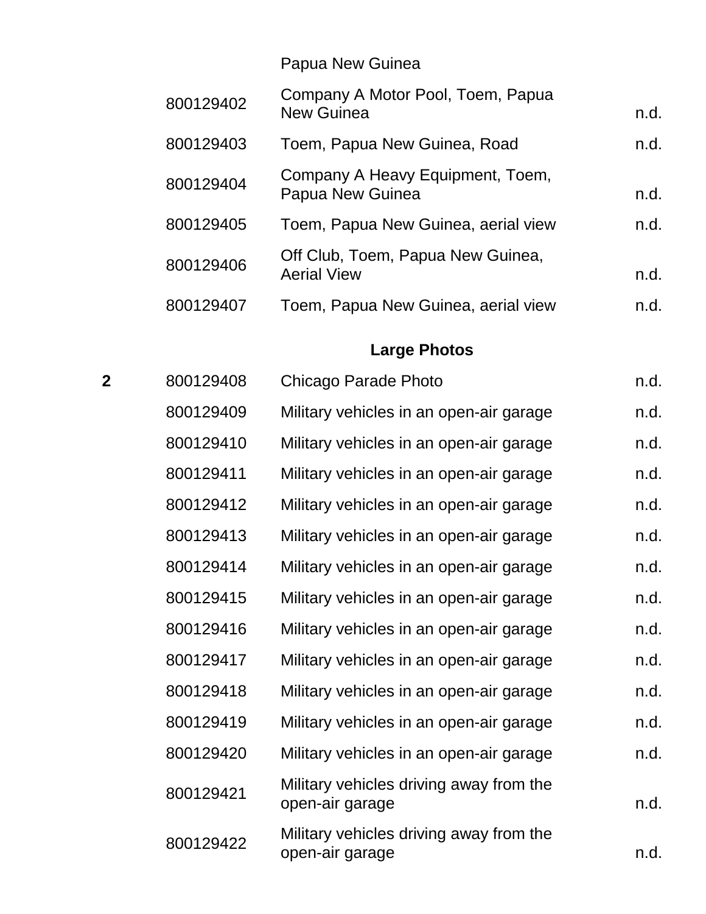| | | Papua New Guinea | |
|---|---|---|---|
| | 800129402 | Company A Motor Pool, Toem, Papua New Guinea | n.d. |
| | 800129403 | Toem, Papua New Guinea, Road | n.d. |
| | 800129404 | Company A Heavy Equipment, Toem, Papua New Guinea | n.d. |
| | 800129405 | Toem, Papua New Guinea, aerial view | n.d. |
| | 800129406 | Off Club, Toem, Papua New Guinea, Aerial View | n.d. |
| | 800129407 | Toem, Papua New Guinea, aerial view | n.d. |

**Large Photos**

| | | | |
|---|---|---|---|
| **2** | 800129408 | Chicago Parade Photo | n.d. |
| | 800129409 | Military vehicles in an open-air garage | n.d. |
| | 800129410 | Military vehicles in an open-air garage | n.d. |
| | 800129411 | Military vehicles in an open-air garage | n.d. |
| | 800129412 | Military vehicles in an open-air garage | n.d. |
| | 800129413 | Military vehicles in an open-air garage | n.d. |
| | 800129414 | Military vehicles in an open-air garage | n.d. |
| | 800129415 | Military vehicles in an open-air garage | n.d. |
| | 800129416 | Military vehicles in an open-air garage | n.d. |
| | 800129417 | Military vehicles in an open-air garage | n.d. |
| | 800129418 | Military vehicles in an open-air garage | n.d. |
| | 800129419 | Military vehicles in an open-air garage | n.d. |
| | 800129420 | Military vehicles in an open-air garage | n.d. |
| | 800129421 | Military vehicles driving away from the open-air garage | n.d. |
| | 800129422 | Military vehicles driving away from the open-air garage | n.d. |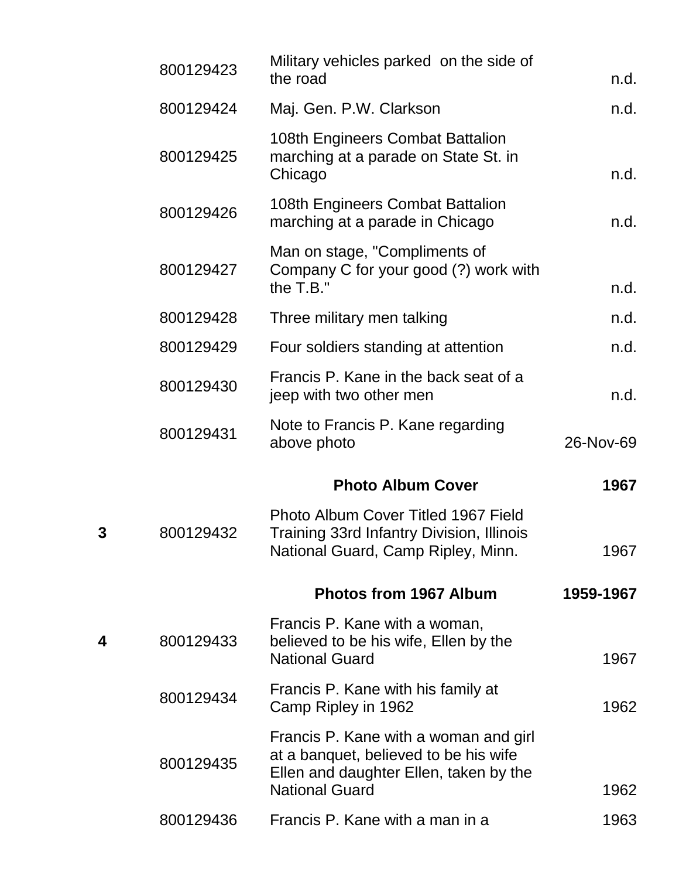| Box | ID | Description | Date |
|---|---|---|---|
| | 800129423 | Military vehicles parked on the side of the road | n.d. |
| | 800129424 | Maj. Gen. P.W. Clarkson | n.d. |
| | 800129425 | 108th Engineers Combat Battalion marching at a parade on State St. in Chicago | n.d. |
| | 800129426 | 108th Engineers Combat Battalion marching at a parade in Chicago | n.d. |
| | 800129427 | Man on stage, "Compliments of Company C for your good (?) work with the T.B." | n.d. |
| | 800129428 | Three military men talking | n.d. |
| | 800129429 | Four soldiers standing at attention | n.d. |
| | 800129430 | Francis P. Kane in the back seat of a jeep with two other men | n.d. |
| | 800129431 | Note to Francis P. Kane regarding above photo | 26-Nov-69 |
| | | **Photo Album Cover** | **1967** |
| **3** | 800129432 | Photo Album Cover Titled 1967 Field Training 33rd Infantry Division, Illinois National Guard, Camp Ripley, Minn. | 1967 |
| | | **Photos from 1967 Album** | **1959-1967** |
| **4** | 800129433 | Francis P. Kane with a woman, believed to be his wife, Ellen by the National Guard | 1967 |
| | 800129434 | Francis P. Kane with his family at Camp Ripley in 1962 | 1962 |
| | 800129435 | Francis P. Kane with a woman and girl at a banquet, believed to be his wife Ellen and daughter Ellen, taken by the National Guard | 1962 |
| | 800129436 | Francis P. Kane with a man in a | 1963 |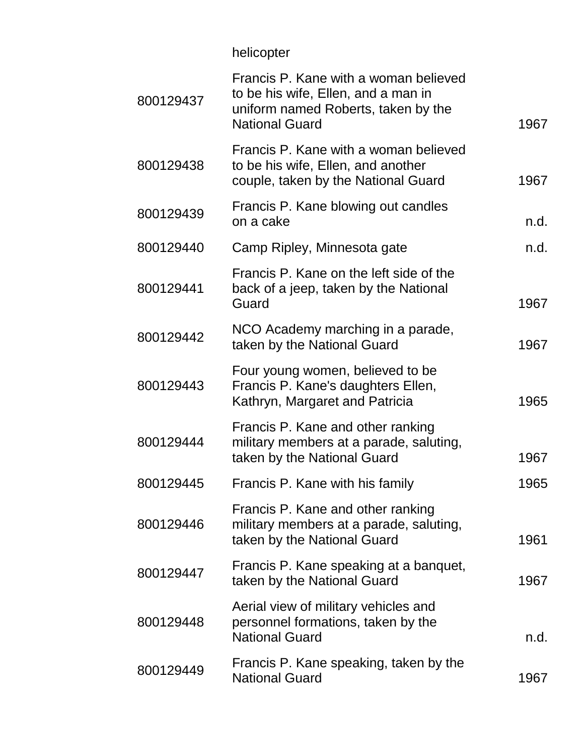| | helicopter | |
|---|---|---|
| 800129437 | Francis P. Kane with a woman believed to be his wife, Ellen, and a man in uniform named Roberts, taken by the National Guard | 1967 |
| 800129438 | Francis P. Kane with a woman believed to be his wife, Ellen, and another couple, taken by the National Guard | 1967 |
| 800129439 | Francis P. Kane blowing out candles on a cake | n.d. |
| 800129440 | Camp Ripley, Minnesota gate | n.d. |
| 800129441 | Francis P. Kane on the left side of the back of a jeep, taken by the National Guard | 1967 |
| 800129442 | NCO Academy marching in a parade, taken by the National Guard | 1967 |
| 800129443 | Four young women, believed to be Francis P. Kane's daughters Ellen, Kathryn, Margaret and Patricia | 1965 |
| 800129444 | Francis P. Kane and other ranking military members at a parade, saluting, taken by the National Guard | 1967 |
| 800129445 | Francis P. Kane with his family | 1965 |
| 800129446 | Francis P. Kane and other ranking military members at a parade, saluting, taken by the National Guard | 1961 |
| 800129447 | Francis P. Kane speaking at a banquet, taken by the National Guard | 1967 |
| 800129448 | Aerial view of military vehicles and personnel formations, taken by the National Guard | n.d. |
| 800129449 | Francis P. Kane speaking, taken by the National Guard | 1967 |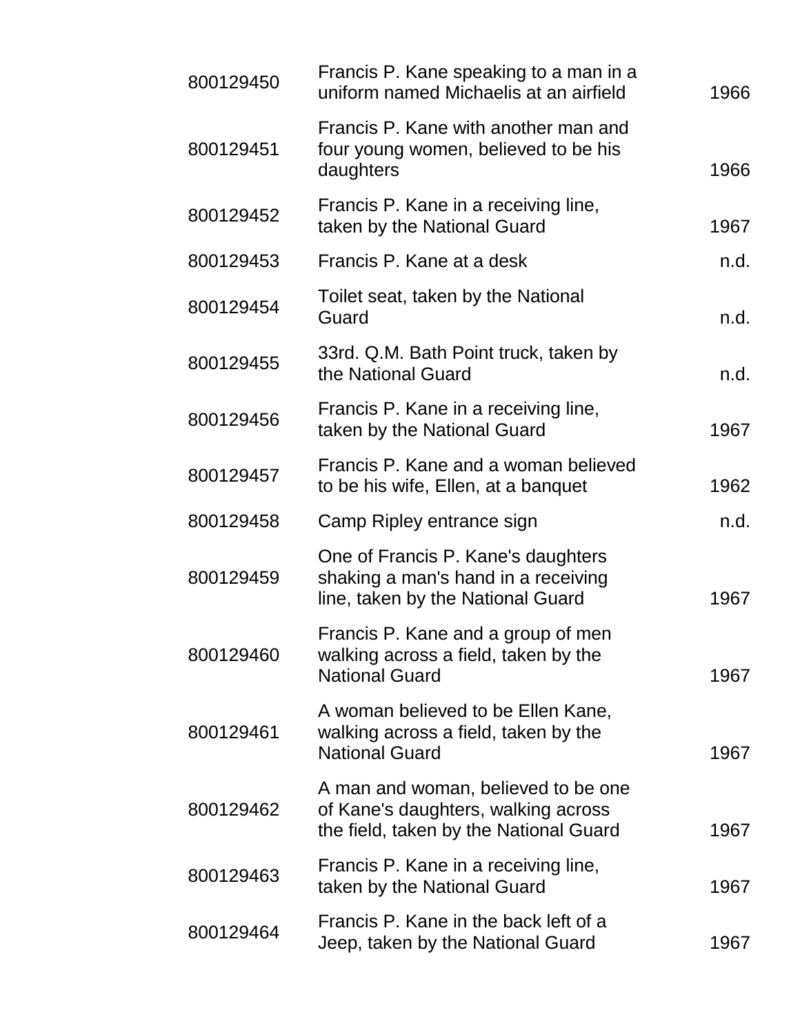| | | |
|---|---|---|
| 800129450 | Francis P. Kane speaking to a man in a uniform named Michaelis at an airfield | 1966 |
| 800129451 | Francis P. Kane with another man and four young women, believed to be his daughters | 1966 |
| 800129452 | Francis P. Kane in a receiving line, taken by the National Guard | 1967 |
| 800129453 | Francis P. Kane at a desk | n.d. |
| 800129454 | Toilet seat, taken by the National Guard | n.d. |
| 800129455 | 33rd. Q.M. Bath Point truck, taken by the National Guard | n.d. |
| 800129456 | Francis P. Kane in a receiving line, taken by the National Guard | 1967 |
| 800129457 | Francis P. Kane and a woman believed to be his wife, Ellen, at a banquet | 1962 |
| 800129458 | Camp Ripley entrance sign | n.d. |
| 800129459 | One of Francis P. Kane's daughters shaking a man's hand in a receiving line, taken by the National Guard | 1967 |
| 800129460 | Francis P. Kane and a group of men walking across a field, taken by the National Guard | 1967 |
| 800129461 | A woman believed to be Ellen Kane, walking across a field, taken by the National Guard | 1967 |
| 800129462 | A man and woman, believed to be one of Kane's daughters, walking across the field, taken by the National Guard | 1967 |
| 800129463 | Francis P. Kane in a receiving line, taken by the National Guard | 1967 |
| 800129464 | Francis P. Kane in the back left of a Jeep, taken by the National Guard | 1967 |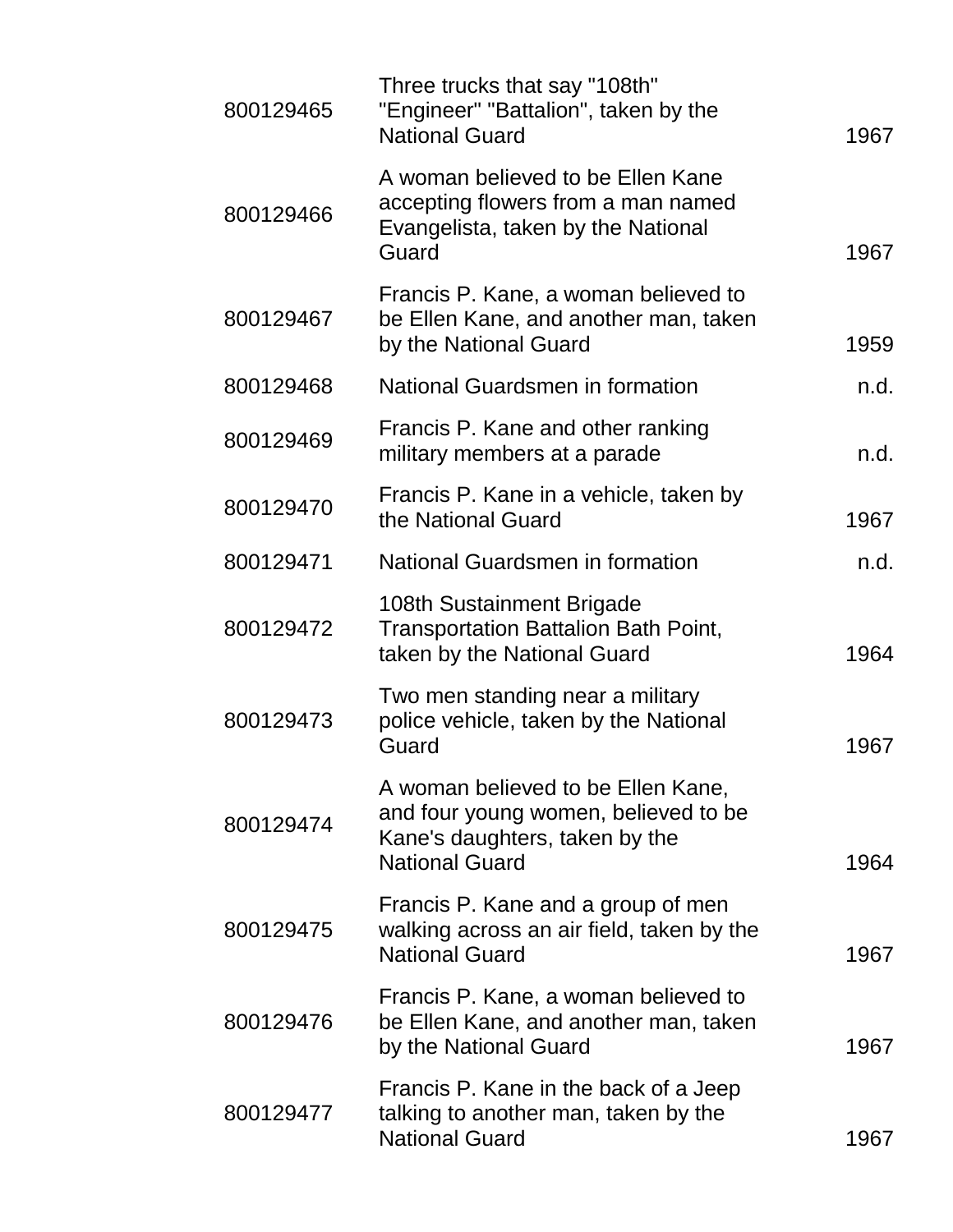| | | |
|---|---|---|
| 800129465 | Three trucks that say "108th" "Engineer" "Battalion", taken by the National Guard | 1967 |
| 800129466 | A woman believed to be Ellen Kane accepting flowers from a man named Evangelista, taken by the National Guard | 1967 |
| 800129467 | Francis P. Kane, a woman believed to be Ellen Kane, and another man, taken by the National Guard | 1959 |
| 800129468 | National Guardsmen in formation | n.d. |
| 800129469 | Francis P. Kane and other ranking military members at a parade | n.d. |
| 800129470 | Francis P. Kane in a vehicle, taken by the National Guard | 1967 |
| 800129471 | National Guardsmen in formation | n.d. |
| 800129472 | 108th Sustainment Brigade Transportation Battalion Bath Point, taken by the National Guard | 1964 |
| 800129473 | Two men standing near a military police vehicle, taken by the National Guard | 1967 |
| 800129474 | A woman believed to be Ellen Kane, and four young women, believed to be Kane's daughters, taken by the National Guard | 1964 |
| 800129475 | Francis P. Kane and a group of men walking across an air field, taken by the National Guard | 1967 |
| 800129476 | Francis P. Kane, a woman believed to be Ellen Kane, and another man, taken by the National Guard | 1967 |
| 800129477 | Francis P. Kane in the back of a Jeep talking to another man, taken by the National Guard | 1967 |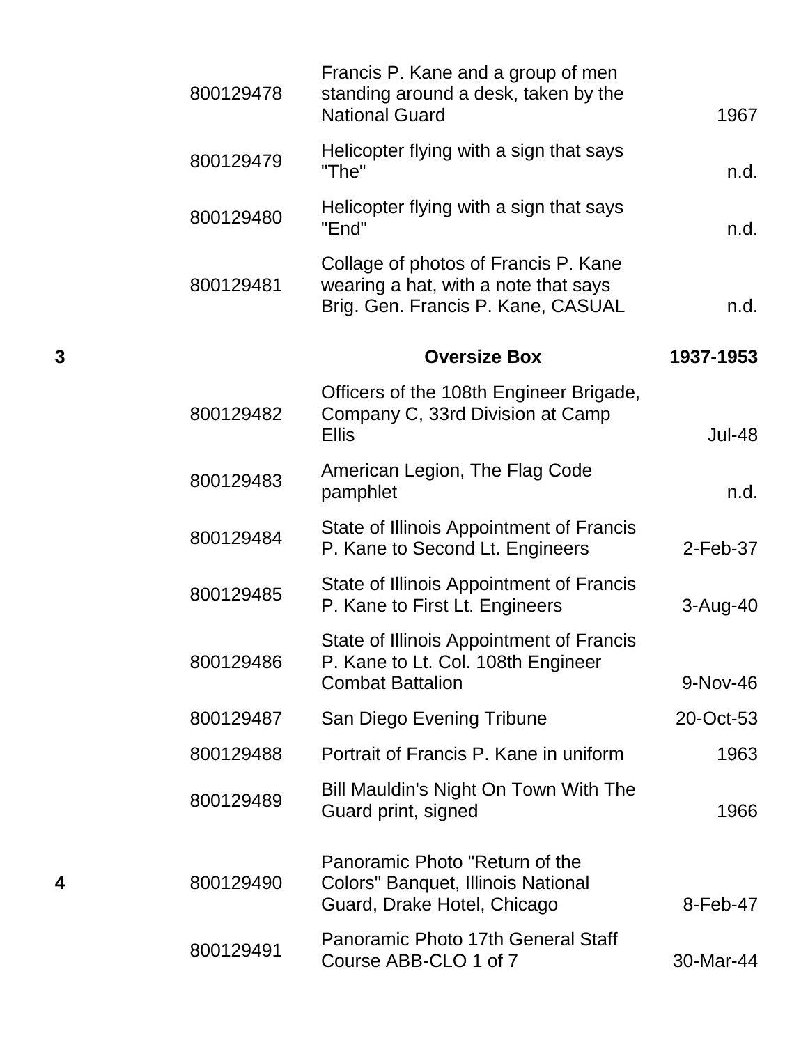| | | | |
|---|---|---|---|
| | 800129478 | Francis P. Kane and a group of men standing around a desk, taken by the National Guard | 1967 |
| | 800129479 | Helicopter flying with a sign that says "The" | n.d. |
| | 800129480 | Helicopter flying with a sign that says "End" | n.d. |
| | 800129481 | Collage of photos of Francis P. Kane wearing a hat, with a note that says Brig. Gen. Francis P. Kane, CASUAL | n.d. |
| **3** | | **Oversize Box** | **1937-1953** |
| | 800129482 | Officers of the 108th Engineer Brigade, Company C, 33rd Division at Camp Ellis | Jul-48 |
| | 800129483 | American Legion, The Flag Code pamphlet | n.d. |
| | 800129484 | State of Illinois Appointment of Francis P. Kane to Second Lt. Engineers | 2-Feb-37 |
| | 800129485 | State of Illinois Appointment of Francis P. Kane to First Lt. Engineers | 3-Aug-40 |
| | 800129486 | State of Illinois Appointment of Francis P. Kane to Lt. Col. 108th Engineer Combat Battalion | 9-Nov-46 |
| | 800129487 | San Diego Evening Tribune | 20-Oct-53 |
| | 800129488 | Portrait of Francis P. Kane in uniform | 1963 |
| | 800129489 | Bill Mauldin's Night On Town With The Guard print, signed | 1966 |
| **4** | 800129490 | Panoramic Photo "Return of the Colors" Banquet, Illinois National Guard, Drake Hotel, Chicago | 8-Feb-47 |
| | 800129491 | Panoramic Photo 17th General Staff Course ABB-CLO 1 of 7 | 30-Mar-44 |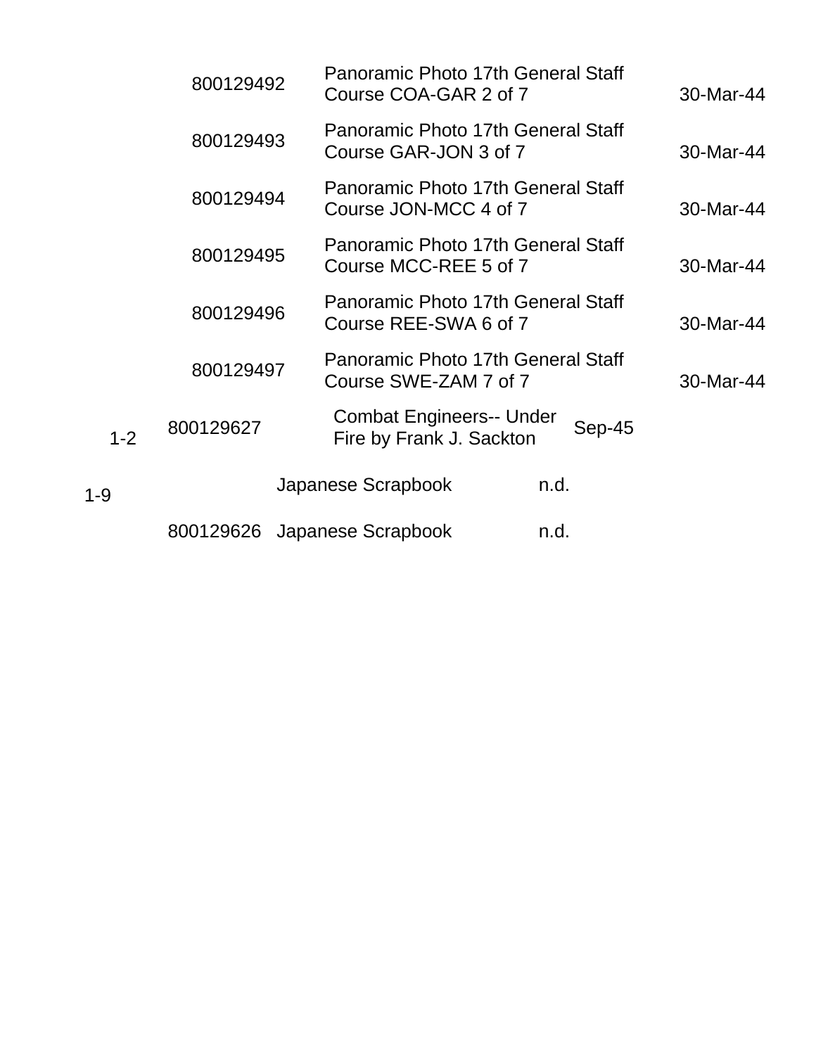| | | | |
|---|---|---|---|
| | 800129492 | Panoramic Photo 17th General Staff Course COA-GAR 2 of 7 | 30-Mar-44 |
| | 800129493 | Panoramic Photo 17th General Staff Course GAR-JON 3 of 7 | 30-Mar-44 |
| | 800129494 | Panoramic Photo 17th General Staff Course JON-MCC 4 of 7 | 30-Mar-44 |
| | 800129495 | Panoramic Photo 17th General Staff Course MCC-REE 5 of 7 | 30-Mar-44 |
| | 800129496 | Panoramic Photo 17th General Staff Course REE-SWA 6 of 7 | 30-Mar-44 |
| | 800129497 | Panoramic Photo 17th General Staff Course SWE-ZAM 7 of 7 | 30-Mar-44 |
| 1-2 | 800129627 | Combat Engineers-- Under Fire by Frank J. Sackton | Sep-45 |
| 1-9 | | Japanese Scrapbook | n.d. |
| | 800129626 | Japanese Scrapbook | n.d. |